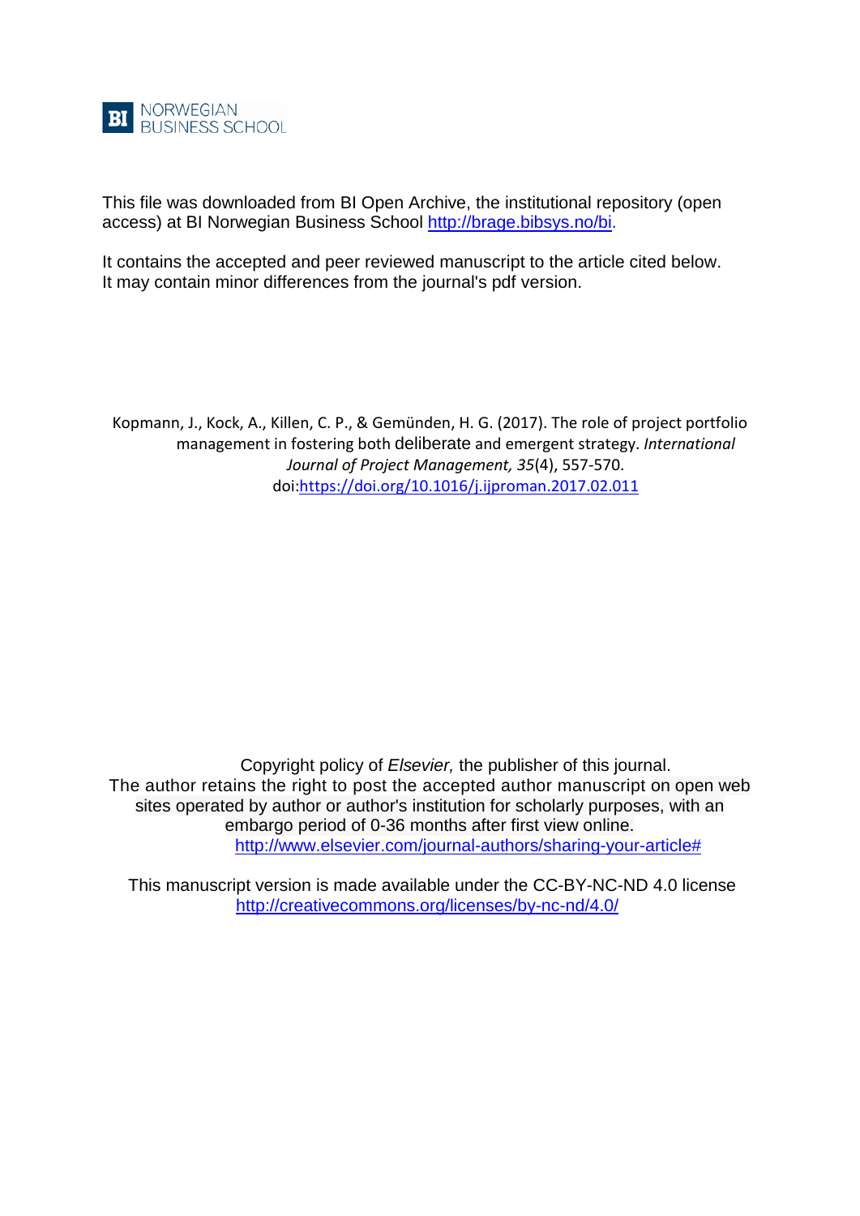BI NORWEGIAN BUSINESS SCHOOL

This file was downloaded from BI Open Archive, the institutional repository (open access) at BI Norwegian Business School http://brage.bibsys.no/bi.

It contains the accepted and peer reviewed manuscript to the article cited below. It may contain minor differences from the journal's pdf version.

Kopmann, J., Kock, A., Killen, C. P., & Gemünden, H. G. (2017). The role of project portfolio management in fostering both deliberate and emergent strategy. *International Journal of Project Management, 35*(4), 557-570. doi:https://doi.org/10.1016/j.ijproman.2017.02.011

Copyright policy of *Elsevier,* the publisher of this journal.
The author retains the right to post the accepted author manuscript on open web sites operated by author or author's institution for scholarly purposes, with an embargo period of 0-36 months after first view online.
http://www.elsevier.com/journal-authors/sharing-your-article#

This manuscript version is made available under the CC-BY-NC-ND 4.0 license
http://creativecommons.org/licenses/by-nc-nd/4.0/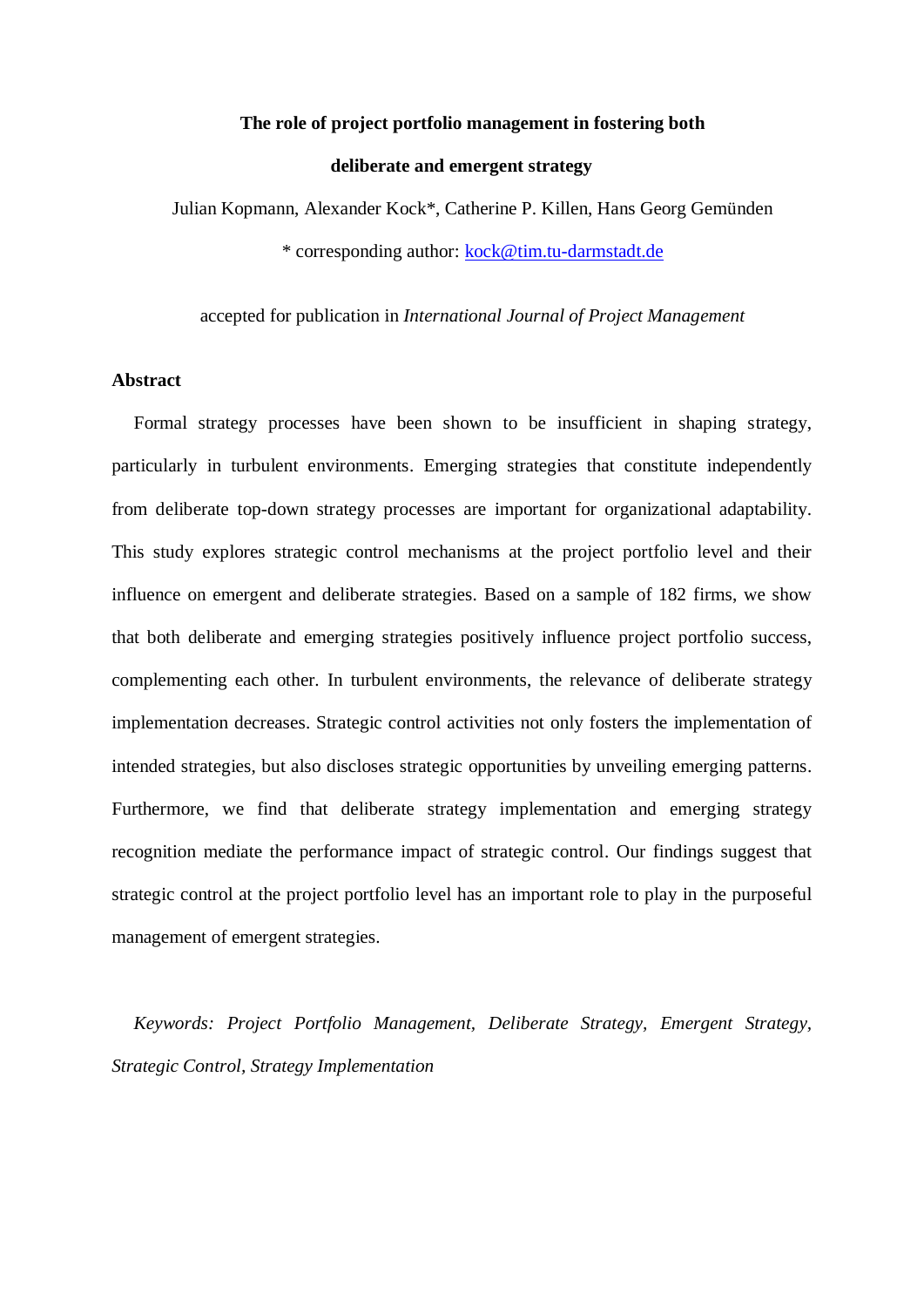**The role of project portfolio management in fostering both deliberate and emergent strategy**

Julian Kopmann, Alexander Kock*, Catherine P. Killen, Hans Georg Gemünden

* corresponding author: kock@tim.tu-darmstadt.de

accepted for publication in *International Journal of Project Management*

## Abstract

Formal strategy processes have been shown to be insufficient in shaping strategy, particularly in turbulent environments. Emerging strategies that constitute independently from deliberate top-down strategy processes are important for organizational adaptability. This study explores strategic control mechanisms at the project portfolio level and their influence on emergent and deliberate strategies. Based on a sample of 182 firms, we show that both deliberate and emerging strategies positively influence project portfolio success, complementing each other. In turbulent environments, the relevance of deliberate strategy implementation decreases. Strategic control activities not only fosters the implementation of intended strategies, but also discloses strategic opportunities by unveiling emerging patterns. Furthermore, we find that deliberate strategy implementation and emerging strategy recognition mediate the performance impact of strategic control. Our findings suggest that strategic control at the project portfolio level has an important role to play in the purposeful management of emergent strategies.

*Keywords: Project Portfolio Management, Deliberate Strategy, Emergent Strategy, Strategic Control, Strategy Implementation*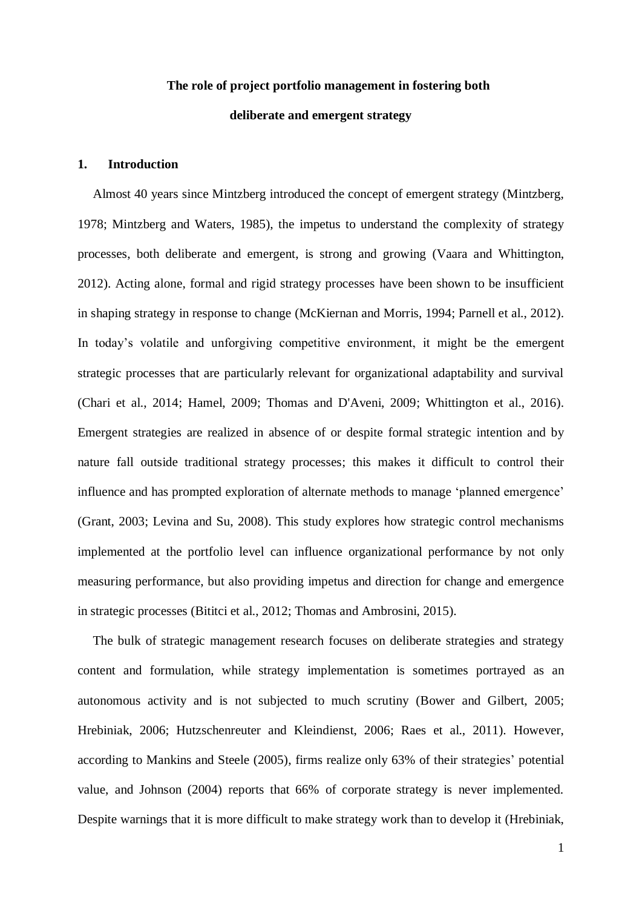**The role of project portfolio management in fostering both deliberate and emergent strategy**

## 1. Introduction

Almost 40 years since Mintzberg introduced the concept of emergent strategy (Mintzberg, 1978; Mintzberg and Waters, 1985), the impetus to understand the complexity of strategy processes, both deliberate and emergent, is strong and growing (Vaara and Whittington, 2012). Acting alone, formal and rigid strategy processes have been shown to be insufficient in shaping strategy in response to change (McKiernan and Morris, 1994; Parnell et al., 2012). In today's volatile and unforgiving competitive environment, it might be the emergent strategic processes that are particularly relevant for organizational adaptability and survival (Chari et al., 2014; Hamel, 2009; Thomas and D'Aveni, 2009; Whittington et al., 2016). Emergent strategies are realized in absence of or despite formal strategic intention and by nature fall outside traditional strategy processes; this makes it difficult to control their influence and has prompted exploration of alternate methods to manage 'planned emergence' (Grant, 2003; Levina and Su, 2008). This study explores how strategic control mechanisms implemented at the portfolio level can influence organizational performance by not only measuring performance, but also providing impetus and direction for change and emergence in strategic processes (Bititci et al., 2012; Thomas and Ambrosini, 2015).

The bulk of strategic management research focuses on deliberate strategies and strategy content and formulation, while strategy implementation is sometimes portrayed as an autonomous activity and is not subjected to much scrutiny (Bower and Gilbert, 2005; Hrebiniak, 2006; Hutzschenreuter and Kleindienst, 2006; Raes et al., 2011). However, according to Mankins and Steele (2005), firms realize only 63% of their strategies' potential value, and Johnson (2004) reports that 66% of corporate strategy is never implemented. Despite warnings that it is more difficult to make strategy work than to develop it (Hrebiniak,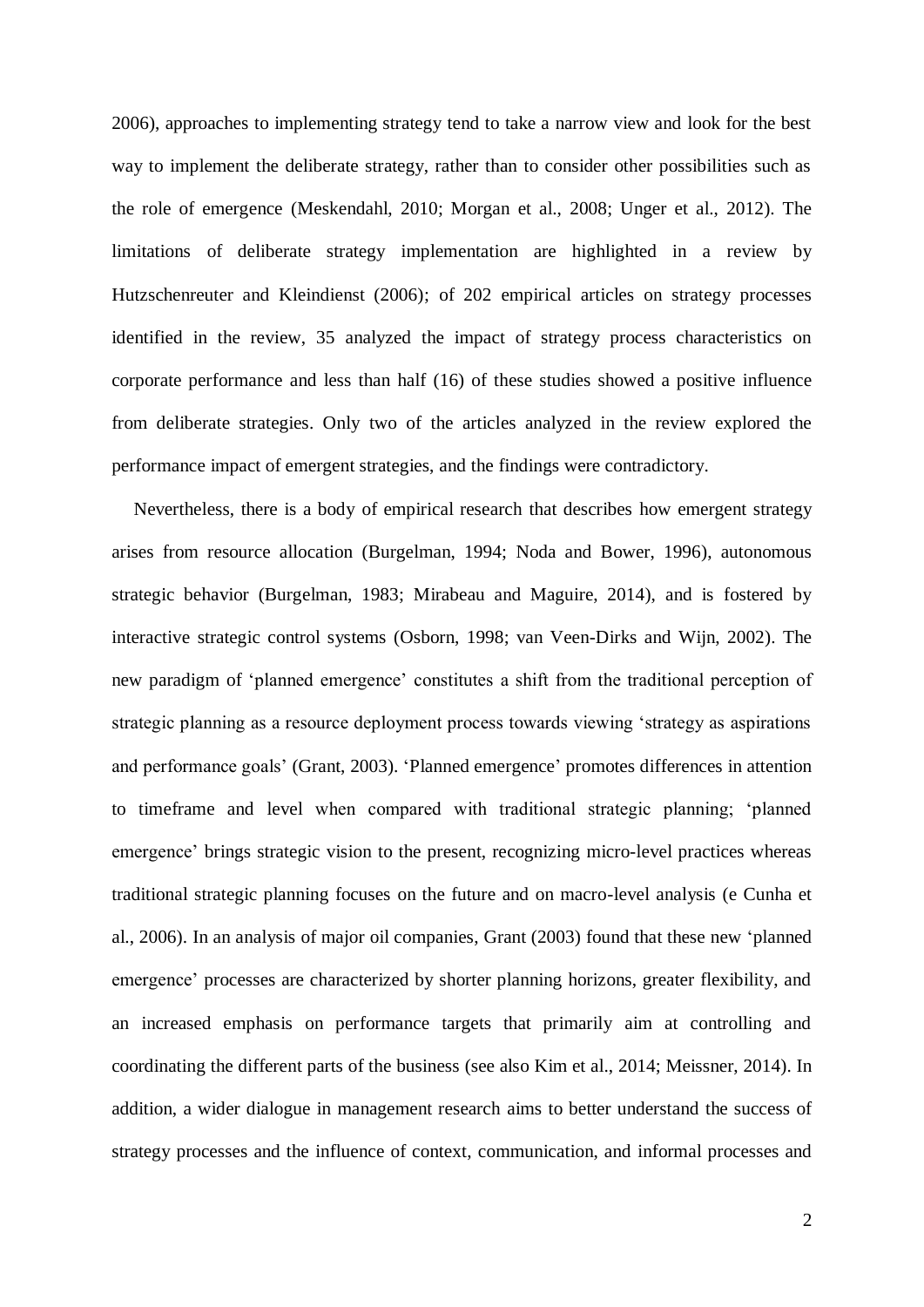2006), approaches to implementing strategy tend to take a narrow view and look for the best way to implement the deliberate strategy, rather than to consider other possibilities such as the role of emergence (Meskendahl, 2010; Morgan et al., 2008; Unger et al., 2012). The limitations of deliberate strategy implementation are highlighted in a review by Hutzschenreuter and Kleindienst (2006); of 202 empirical articles on strategy processes identified in the review, 35 analyzed the impact of strategy process characteristics on corporate performance and less than half (16) of these studies showed a positive influence from deliberate strategies. Only two of the articles analyzed in the review explored the performance impact of emergent strategies, and the findings were contradictory.

Nevertheless, there is a body of empirical research that describes how emergent strategy arises from resource allocation (Burgelman, 1994; Noda and Bower, 1996), autonomous strategic behavior (Burgelman, 1983; Mirabeau and Maguire, 2014), and is fostered by interactive strategic control systems (Osborn, 1998; van Veen-Dirks and Wijn, 2002). The new paradigm of 'planned emergence' constitutes a shift from the traditional perception of strategic planning as a resource deployment process towards viewing 'strategy as aspirations and performance goals' (Grant, 2003). 'Planned emergence' promotes differences in attention to timeframe and level when compared with traditional strategic planning; 'planned emergence' brings strategic vision to the present, recognizing micro-level practices whereas traditional strategic planning focuses on the future and on macro-level analysis (e Cunha et al., 2006). In an analysis of major oil companies, Grant (2003) found that these new 'planned emergence' processes are characterized by shorter planning horizons, greater flexibility, and an increased emphasis on performance targets that primarily aim at controlling and coordinating the different parts of the business (see also Kim et al., 2014; Meissner, 2014). In addition, a wider dialogue in management research aims to better understand the success of strategy processes and the influence of context, communication, and informal processes and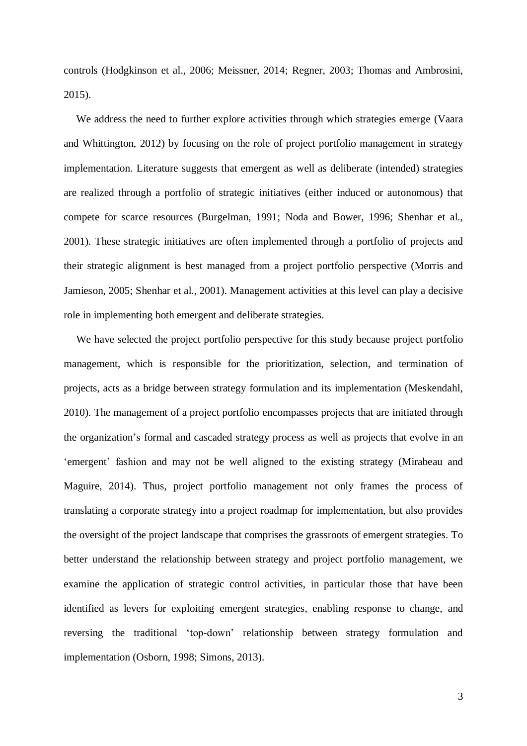controls (Hodgkinson et al., 2006; Meissner, 2014; Regner, 2003; Thomas and Ambrosini, 2015).

We address the need to further explore activities through which strategies emerge (Vaara and Whittington, 2012) by focusing on the role of project portfolio management in strategy implementation. Literature suggests that emergent as well as deliberate (intended) strategies are realized through a portfolio of strategic initiatives (either induced or autonomous) that compete for scarce resources (Burgelman, 1991; Noda and Bower, 1996; Shenhar et al., 2001). These strategic initiatives are often implemented through a portfolio of projects and their strategic alignment is best managed from a project portfolio perspective (Morris and Jamieson, 2005; Shenhar et al., 2001). Management activities at this level can play a decisive role in implementing both emergent and deliberate strategies.

We have selected the project portfolio perspective for this study because project portfolio management, which is responsible for the prioritization, selection, and termination of projects, acts as a bridge between strategy formulation and its implementation (Meskendahl, 2010). The management of a project portfolio encompasses projects that are initiated through the organization's formal and cascaded strategy process as well as projects that evolve in an 'emergent' fashion and may not be well aligned to the existing strategy (Mirabeau and Maguire, 2014). Thus, project portfolio management not only frames the process of translating a corporate strategy into a project roadmap for implementation, but also provides the oversight of the project landscape that comprises the grassroots of emergent strategies. To better understand the relationship between strategy and project portfolio management, we examine the application of strategic control activities, in particular those that have been identified as levers for exploiting emergent strategies, enabling response to change, and reversing the traditional 'top-down' relationship between strategy formulation and implementation (Osborn, 1998; Simons, 2013).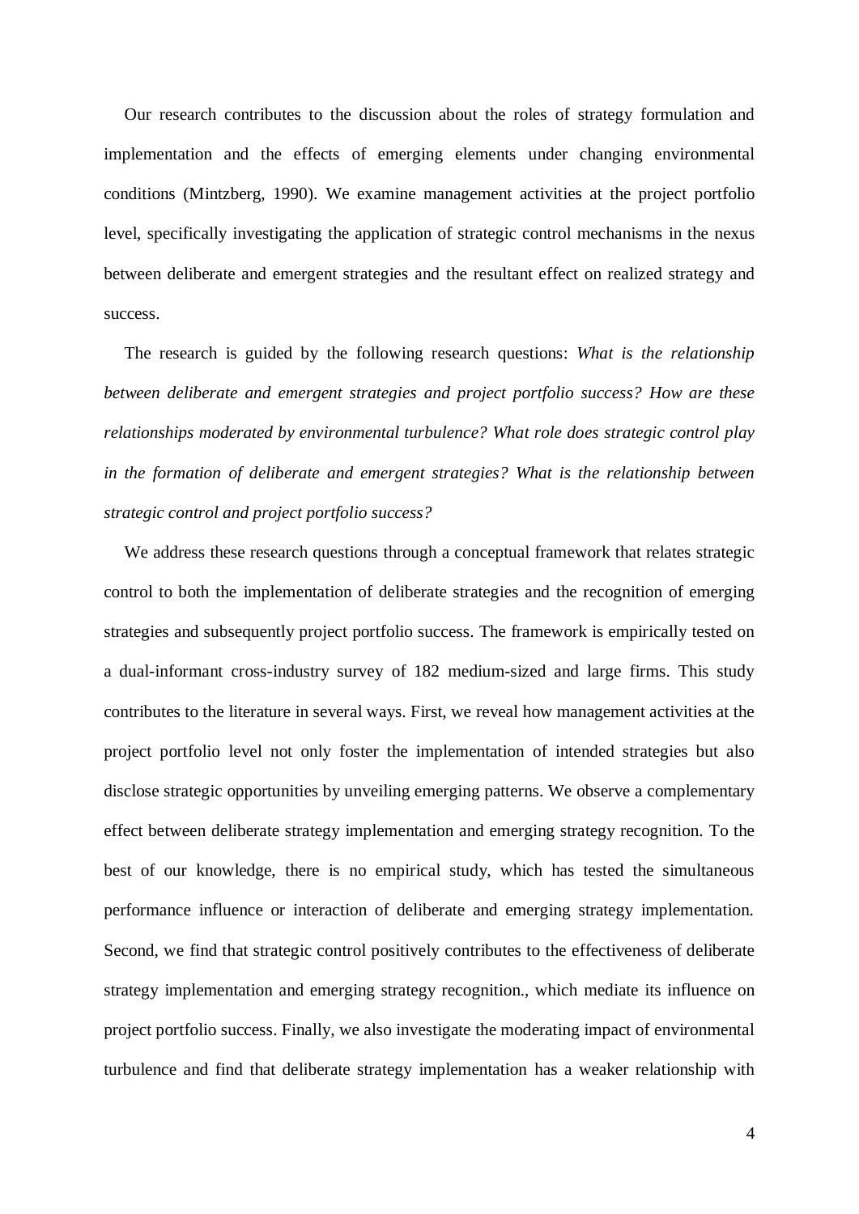Our research contributes to the discussion about the roles of strategy formulation and implementation and the effects of emerging elements under changing environmental conditions (Mintzberg, 1990). We examine management activities at the project portfolio level, specifically investigating the application of strategic control mechanisms in the nexus between deliberate and emergent strategies and the resultant effect on realized strategy and success.

The research is guided by the following research questions: *What is the relationship between deliberate and emergent strategies and project portfolio success? How are these relationships moderated by environmental turbulence? What role does strategic control play in the formation of deliberate and emergent strategies? What is the relationship between strategic control and project portfolio success?*

We address these research questions through a conceptual framework that relates strategic control to both the implementation of deliberate strategies and the recognition of emerging strategies and subsequently project portfolio success. The framework is empirically tested on a dual-informant cross-industry survey of 182 medium-sized and large firms. This study contributes to the literature in several ways. First, we reveal how management activities at the project portfolio level not only foster the implementation of intended strategies but also disclose strategic opportunities by unveiling emerging patterns. We observe a complementary effect between deliberate strategy implementation and emerging strategy recognition. To the best of our knowledge, there is no empirical study, which has tested the simultaneous performance influence or interaction of deliberate and emerging strategy implementation. Second, we find that strategic control positively contributes to the effectiveness of deliberate strategy implementation and emerging strategy recognition., which mediate its influence on project portfolio success. Finally, we also investigate the moderating impact of environmental turbulence and find that deliberate strategy implementation has a weaker relationship with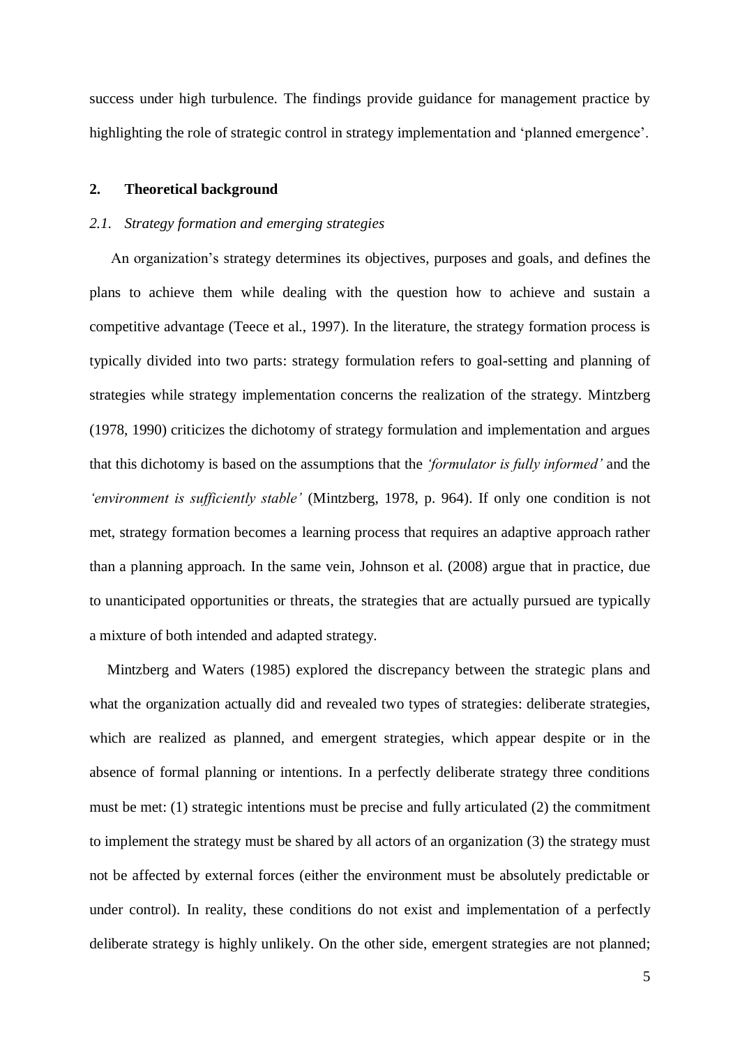success under high turbulence. The findings provide guidance for management practice by highlighting the role of strategic control in strategy implementation and 'planned emergence'.

## 2. Theoretical background

### *2.1. Strategy formation and emerging strategies*

An organization's strategy determines its objectives, purposes and goals, and defines the plans to achieve them while dealing with the question how to achieve and sustain a competitive advantage (Teece et al., 1997). In the literature, the strategy formation process is typically divided into two parts: strategy formulation refers to goal-setting and planning of strategies while strategy implementation concerns the realization of the strategy. Mintzberg (1978, 1990) criticizes the dichotomy of strategy formulation and implementation and argues that this dichotomy is based on the assumptions that the *'formulator is fully informed'* and the *'environment is sufficiently stable'* (Mintzberg, 1978, p. 964). If only one condition is not met, strategy formation becomes a learning process that requires an adaptive approach rather than a planning approach. In the same vein, Johnson et al. (2008) argue that in practice, due to unanticipated opportunities or threats, the strategies that are actually pursued are typically a mixture of both intended and adapted strategy.

Mintzberg and Waters (1985) explored the discrepancy between the strategic plans and what the organization actually did and revealed two types of strategies: deliberate strategies, which are realized as planned, and emergent strategies, which appear despite or in the absence of formal planning or intentions. In a perfectly deliberate strategy three conditions must be met: (1) strategic intentions must be precise and fully articulated (2) the commitment to implement the strategy must be shared by all actors of an organization (3) the strategy must not be affected by external forces (either the environment must be absolutely predictable or under control). In reality, these conditions do not exist and implementation of a perfectly deliberate strategy is highly unlikely. On the other side, emergent strategies are not planned;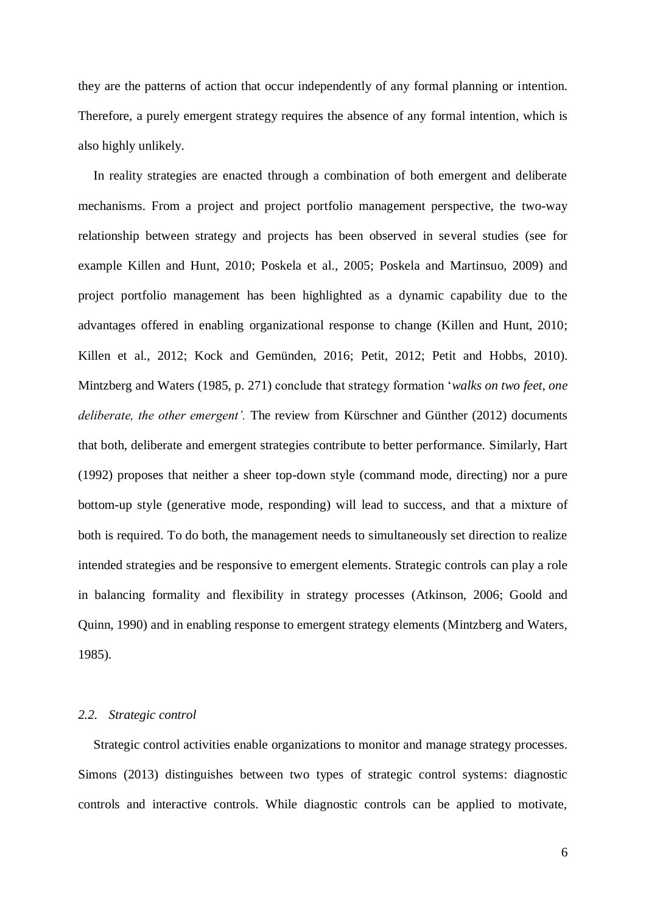they are the patterns of action that occur independently of any formal planning or intention. Therefore, a purely emergent strategy requires the absence of any formal intention, which is also highly unlikely.

In reality strategies are enacted through a combination of both emergent and deliberate mechanisms. From a project and project portfolio management perspective, the two-way relationship between strategy and projects has been observed in several studies (see for example Killen and Hunt, 2010; Poskela et al., 2005; Poskela and Martinsuo, 2009) and project portfolio management has been highlighted as a dynamic capability due to the advantages offered in enabling organizational response to change (Killen and Hunt, 2010; Killen et al., 2012; Kock and Gemünden, 2016; Petit, 2012; Petit and Hobbs, 2010). Mintzberg and Waters (1985, p. 271) conclude that strategy formation '*walks on two feet, one deliberate, the other emergent'.* The review from Kürschner and Günther (2012) documents that both, deliberate and emergent strategies contribute to better performance. Similarly, Hart (1992) proposes that neither a sheer top-down style (command mode, directing) nor a pure bottom-up style (generative mode, responding) will lead to success, and that a mixture of both is required. To do both, the management needs to simultaneously set direction to realize intended strategies and be responsive to emergent elements. Strategic controls can play a role in balancing formality and flexibility in strategy processes (Atkinson, 2006; Goold and Quinn, 1990) and in enabling response to emergent strategy elements (Mintzberg and Waters, 1985).

### *2.2. Strategic control*

Strategic control activities enable organizations to monitor and manage strategy processes. Simons (2013) distinguishes between two types of strategic control systems: diagnostic controls and interactive controls. While diagnostic controls can be applied to motivate,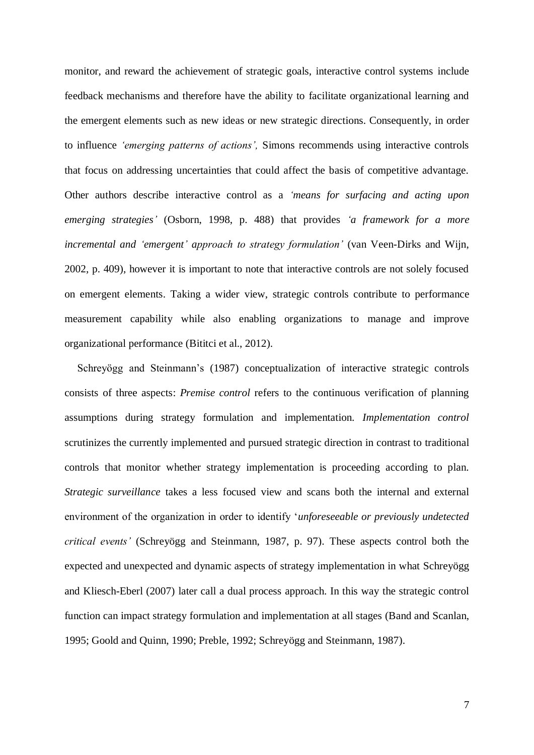monitor, and reward the achievement of strategic goals, interactive control systems include feedback mechanisms and therefore have the ability to facilitate organizational learning and the emergent elements such as new ideas or new strategic directions. Consequently, in order to influence *'emerging patterns of actions',* Simons recommends using interactive controls that focus on addressing uncertainties that could affect the basis of competitive advantage. Other authors describe interactive control as a *'means for surfacing and acting upon emerging strategies'* (Osborn, 1998, p. 488) that provides *'a framework for a more incremental and 'emergent' approach to strategy formulation'* (van Veen-Dirks and Wijn, 2002, p. 409), however it is important to note that interactive controls are not solely focused on emergent elements. Taking a wider view, strategic controls contribute to performance measurement capability while also enabling organizations to manage and improve organizational performance (Bititci et al., 2012).

Schreyögg and Steinmann's (1987) conceptualization of interactive strategic controls consists of three aspects: *Premise control* refers to the continuous verification of planning assumptions during strategy formulation and implementation. *Implementation control* scrutinizes the currently implemented and pursued strategic direction in contrast to traditional controls that monitor whether strategy implementation is proceeding according to plan. *Strategic surveillance* takes a less focused view and scans both the internal and external environment of the organization in order to identify '*unforeseeable or previously undetected critical events'* (Schreyögg and Steinmann, 1987, p. 97). These aspects control both the expected and unexpected and dynamic aspects of strategy implementation in what Schreyögg and Kliesch-Eberl (2007) later call a dual process approach. In this way the strategic control function can impact strategy formulation and implementation at all stages (Band and Scanlan, 1995; Goold and Quinn, 1990; Preble, 1992; Schreyögg and Steinmann, 1987).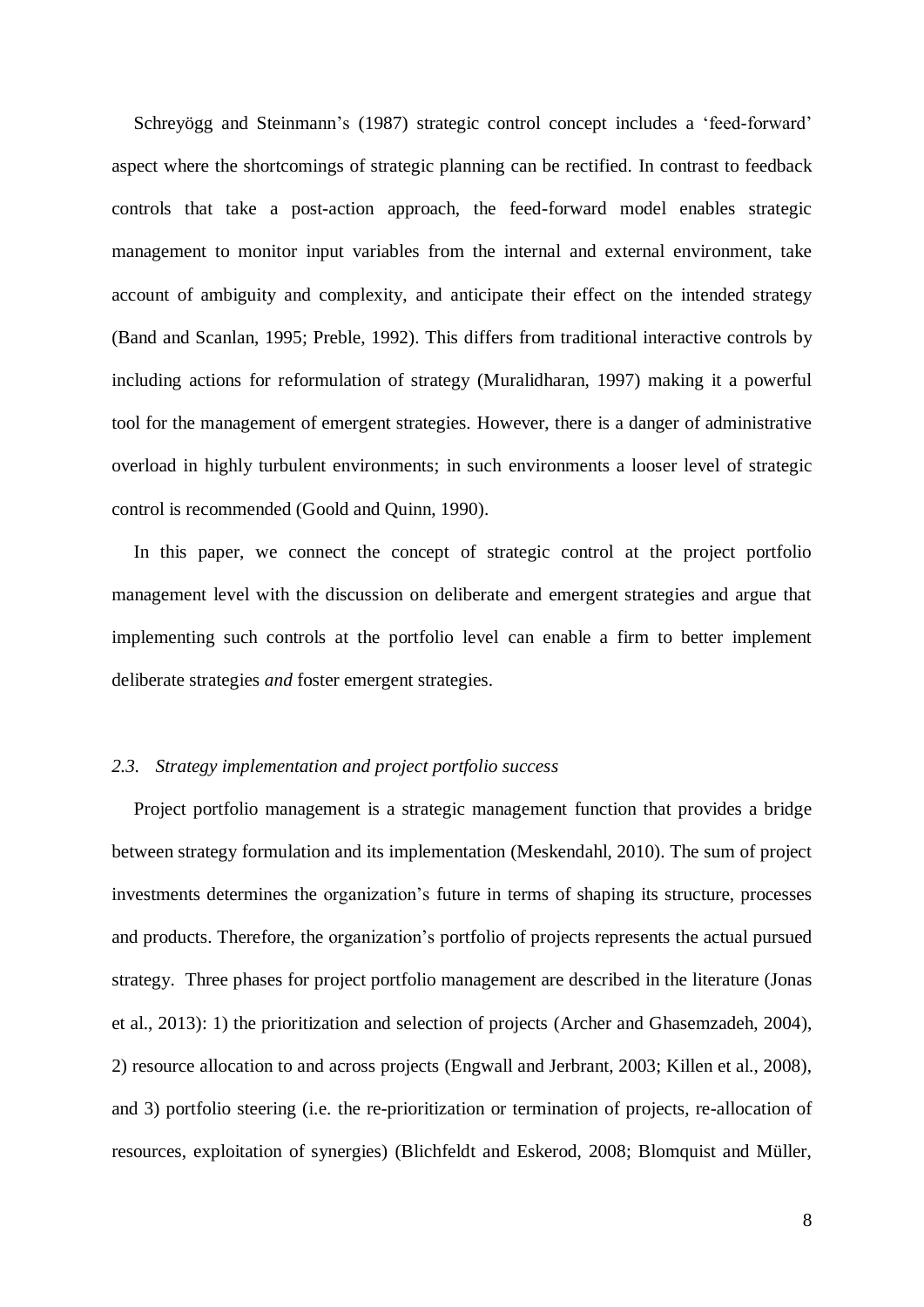Schreyögg and Steinmann's (1987) strategic control concept includes a 'feed-forward' aspect where the shortcomings of strategic planning can be rectified. In contrast to feedback controls that take a post-action approach, the feed-forward model enables strategic management to monitor input variables from the internal and external environment, take account of ambiguity and complexity, and anticipate their effect on the intended strategy (Band and Scanlan, 1995; Preble, 1992). This differs from traditional interactive controls by including actions for reformulation of strategy (Muralidharan, 1997) making it a powerful tool for the management of emergent strategies. However, there is a danger of administrative overload in highly turbulent environments; in such environments a looser level of strategic control is recommended (Goold and Quinn, 1990).

In this paper, we connect the concept of strategic control at the project portfolio management level with the discussion on deliberate and emergent strategies and argue that implementing such controls at the portfolio level can enable a firm to better implement deliberate strategies *and* foster emergent strategies.

### *2.3. Strategy implementation and project portfolio success*

Project portfolio management is a strategic management function that provides a bridge between strategy formulation and its implementation (Meskendahl, 2010). The sum of project investments determines the organization's future in terms of shaping its structure, processes and products. Therefore, the organization's portfolio of projects represents the actual pursued strategy. Three phases for project portfolio management are described in the literature (Jonas et al., 2013): 1) the prioritization and selection of projects (Archer and Ghasemzadeh, 2004), 2) resource allocation to and across projects (Engwall and Jerbrant, 2003; Killen et al., 2008), and 3) portfolio steering (i.e. the re-prioritization or termination of projects, re-allocation of resources, exploitation of synergies) (Blichfeldt and Eskerod, 2008; Blomquist and Müller,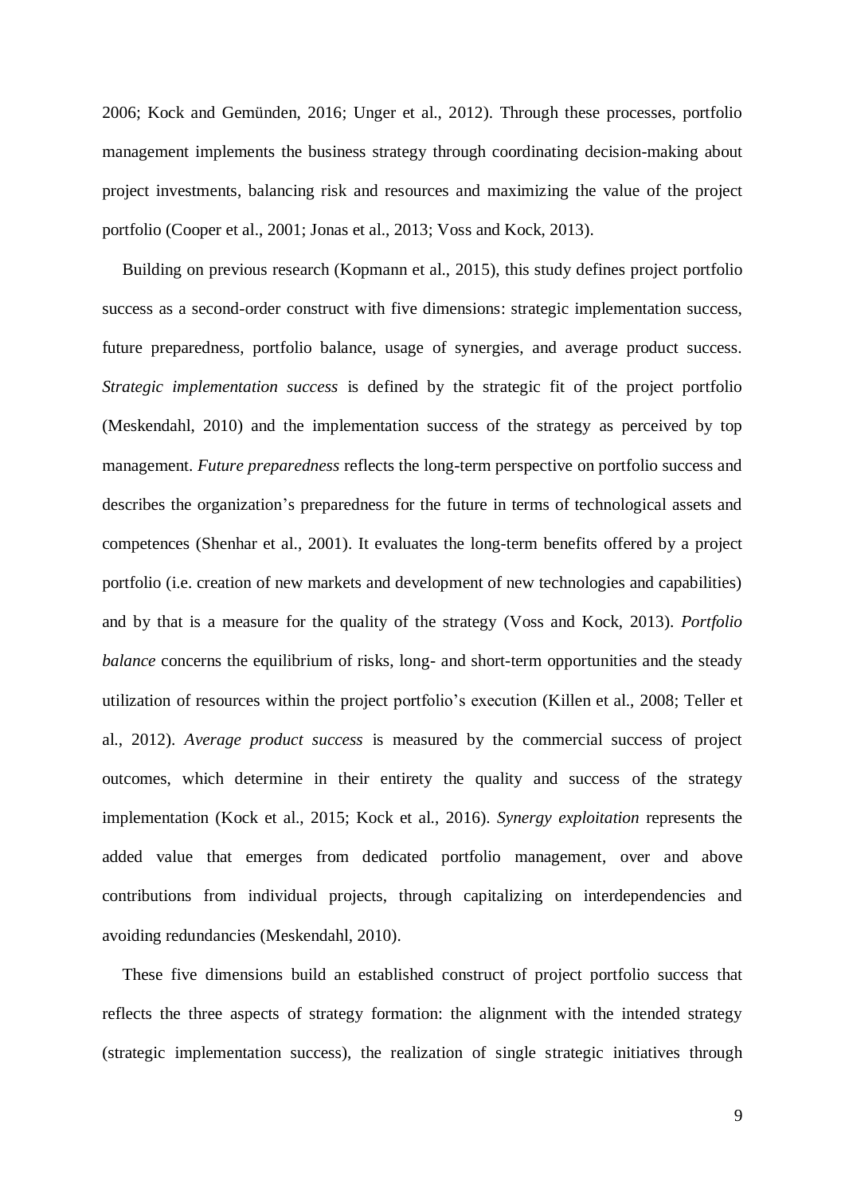2006; Kock and Gemünden, 2016; Unger et al., 2012). Through these processes, portfolio management implements the business strategy through coordinating decision-making about project investments, balancing risk and resources and maximizing the value of the project portfolio (Cooper et al., 2001; Jonas et al., 2013; Voss and Kock, 2013).

Building on previous research (Kopmann et al., 2015), this study defines project portfolio success as a second-order construct with five dimensions: strategic implementation success, future preparedness, portfolio balance, usage of synergies, and average product success. *Strategic implementation success* is defined by the strategic fit of the project portfolio (Meskendahl, 2010) and the implementation success of the strategy as perceived by top management. *Future preparedness* reflects the long-term perspective on portfolio success and describes the organization's preparedness for the future in terms of technological assets and competences (Shenhar et al., 2001). It evaluates the long-term benefits offered by a project portfolio (i.e. creation of new markets and development of new technologies and capabilities) and by that is a measure for the quality of the strategy (Voss and Kock, 2013). *Portfolio balance* concerns the equilibrium of risks, long- and short-term opportunities and the steady utilization of resources within the project portfolio's execution (Killen et al., 2008; Teller et al., 2012). *Average product success* is measured by the commercial success of project outcomes, which determine in their entirety the quality and success of the strategy implementation (Kock et al., 2015; Kock et al., 2016). *Synergy exploitation* represents the added value that emerges from dedicated portfolio management, over and above contributions from individual projects, through capitalizing on interdependencies and avoiding redundancies (Meskendahl, 2010).

These five dimensions build an established construct of project portfolio success that reflects the three aspects of strategy formation: the alignment with the intended strategy (strategic implementation success), the realization of single strategic initiatives through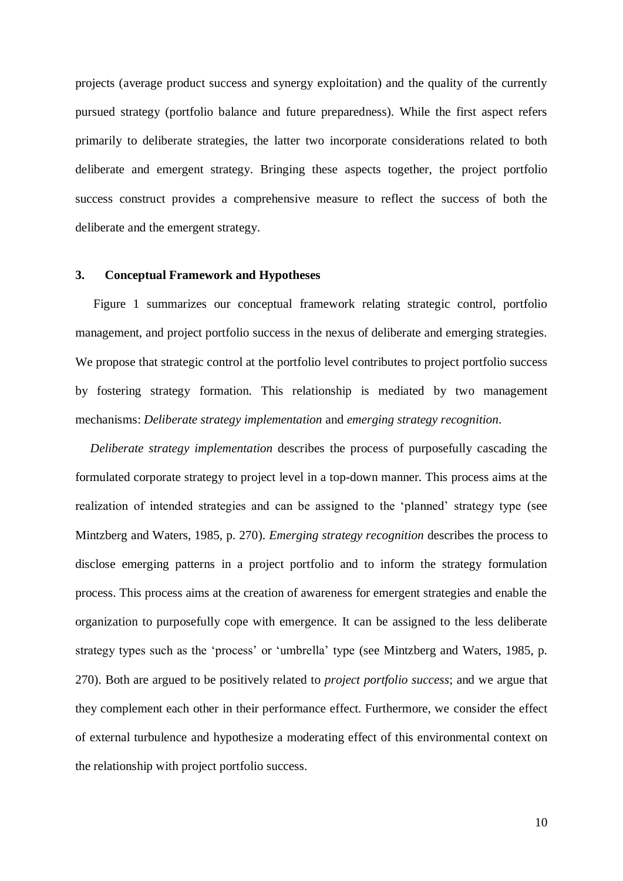projects (average product success and synergy exploitation) and the quality of the currently pursued strategy (portfolio balance and future preparedness). While the first aspect refers primarily to deliberate strategies, the latter two incorporate considerations related to both deliberate and emergent strategy. Bringing these aspects together, the project portfolio success construct provides a comprehensive measure to reflect the success of both the deliberate and the emergent strategy.

## 3. Conceptual Framework and Hypotheses

Figure 1 summarizes our conceptual framework relating strategic control, portfolio management, and project portfolio success in the nexus of deliberate and emerging strategies. We propose that strategic control at the portfolio level contributes to project portfolio success by fostering strategy formation. This relationship is mediated by two management mechanisms: *Deliberate strategy implementation* and *emerging strategy recognition*.

*Deliberate strategy implementation* describes the process of purposefully cascading the formulated corporate strategy to project level in a top-down manner. This process aims at the realization of intended strategies and can be assigned to the 'planned' strategy type (see Mintzberg and Waters, 1985, p. 270). *Emerging strategy recognition* describes the process to disclose emerging patterns in a project portfolio and to inform the strategy formulation process. This process aims at the creation of awareness for emergent strategies and enable the organization to purposefully cope with emergence. It can be assigned to the less deliberate strategy types such as the 'process' or 'umbrella' type (see Mintzberg and Waters, 1985, p. 270). Both are argued to be positively related to *project portfolio success*; and we argue that they complement each other in their performance effect. Furthermore, we consider the effect of external turbulence and hypothesize a moderating effect of this environmental context on the relationship with project portfolio success.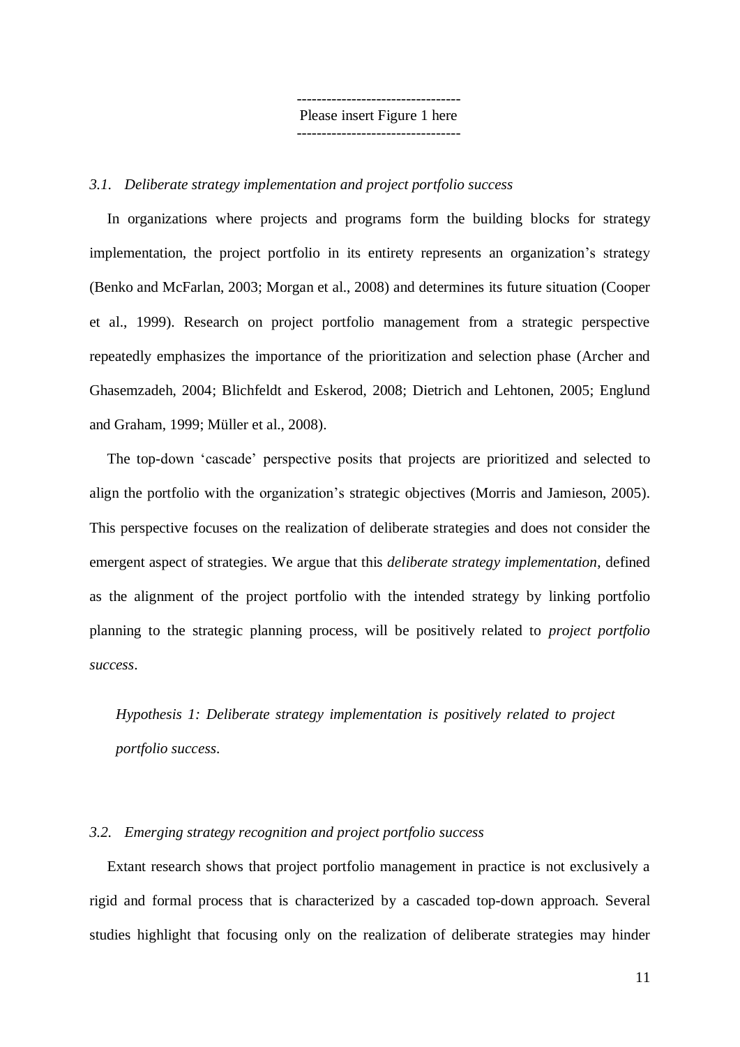--------------------------------

Please insert Figure 1 here

--------------------------------

### *3.1. Deliberate strategy implementation and project portfolio success*

In organizations where projects and programs form the building blocks for strategy implementation, the project portfolio in its entirety represents an organization's strategy (Benko and McFarlan, 2003; Morgan et al., 2008) and determines its future situation (Cooper et al., 1999). Research on project portfolio management from a strategic perspective repeatedly emphasizes the importance of the prioritization and selection phase (Archer and Ghasemzadeh, 2004; Blichfeldt and Eskerod, 2008; Dietrich and Lehtonen, 2005; Englund and Graham, 1999; Müller et al., 2008).

The top-down 'cascade' perspective posits that projects are prioritized and selected to align the portfolio with the organization's strategic objectives (Morris and Jamieson, 2005). This perspective focuses on the realization of deliberate strategies and does not consider the emergent aspect of strategies. We argue that this *deliberate strategy implementation*, defined as the alignment of the project portfolio with the intended strategy by linking portfolio planning to the strategic planning process, will be positively related to *project portfolio success*.

*Hypothesis 1: Deliberate strategy implementation is positively related to project portfolio success.*

### *3.2. Emerging strategy recognition and project portfolio success*

Extant research shows that project portfolio management in practice is not exclusively a rigid and formal process that is characterized by a cascaded top-down approach. Several studies highlight that focusing only on the realization of deliberate strategies may hinder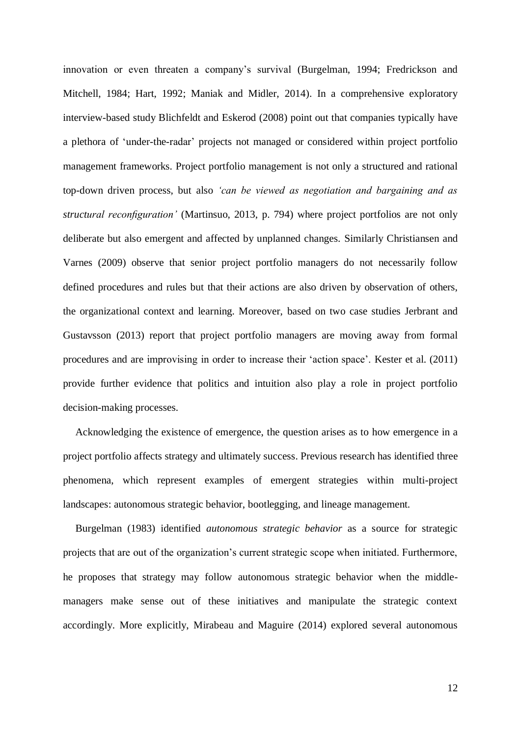innovation or even threaten a company's survival (Burgelman, 1994; Fredrickson and Mitchell, 1984; Hart, 1992; Maniak and Midler, 2014). In a comprehensive exploratory interview-based study Blichfeldt and Eskerod (2008) point out that companies typically have a plethora of 'under-the-radar' projects not managed or considered within project portfolio management frameworks. Project portfolio management is not only a structured and rational top-down driven process, but also *'can be viewed as negotiation and bargaining and as structural reconfiguration'* (Martinsuo, 2013, p. 794) where project portfolios are not only deliberate but also emergent and affected by unplanned changes. Similarly Christiansen and Varnes (2009) observe that senior project portfolio managers do not necessarily follow defined procedures and rules but that their actions are also driven by observation of others, the organizational context and learning. Moreover, based on two case studies Jerbrant and Gustavsson (2013) report that project portfolio managers are moving away from formal procedures and are improvising in order to increase their 'action space'. Kester et al. (2011) provide further evidence that politics and intuition also play a role in project portfolio decision-making processes.

Acknowledging the existence of emergence, the question arises as to how emergence in a project portfolio affects strategy and ultimately success. Previous research has identified three phenomena, which represent examples of emergent strategies within multi-project landscapes: autonomous strategic behavior, bootlegging, and lineage management.

Burgelman (1983) identified *autonomous strategic behavior* as a source for strategic projects that are out of the organization's current strategic scope when initiated. Furthermore, he proposes that strategy may follow autonomous strategic behavior when the middle-managers make sense out of these initiatives and manipulate the strategic context accordingly. More explicitly, Mirabeau and Maguire (2014) explored several autonomous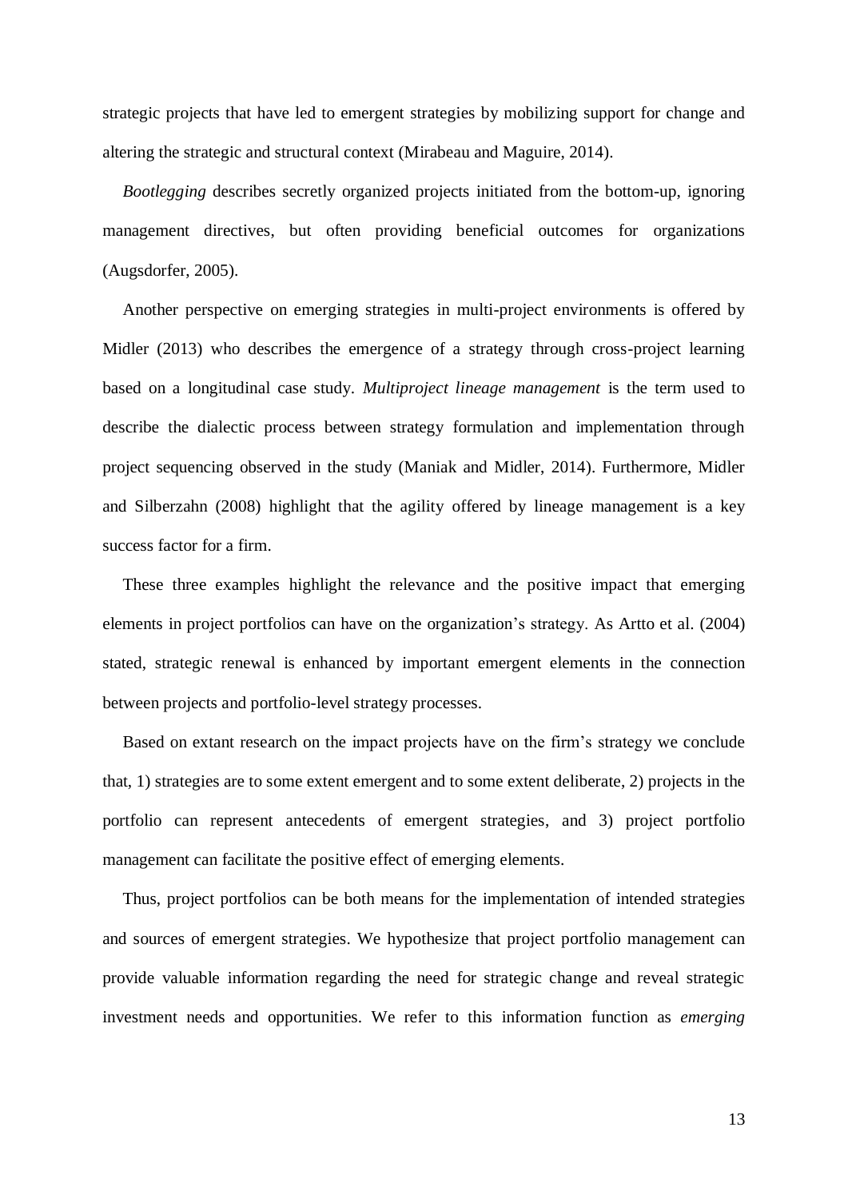strategic projects that have led to emergent strategies by mobilizing support for change and altering the strategic and structural context (Mirabeau and Maguire, 2014).

*Bootlegging* describes secretly organized projects initiated from the bottom-up, ignoring management directives, but often providing beneficial outcomes for organizations (Augsdorfer, 2005).

Another perspective on emerging strategies in multi-project environments is offered by Midler (2013) who describes the emergence of a strategy through cross-project learning based on a longitudinal case study. *Multiproject lineage management* is the term used to describe the dialectic process between strategy formulation and implementation through project sequencing observed in the study (Maniak and Midler, 2014). Furthermore, Midler and Silberzahn (2008) highlight that the agility offered by lineage management is a key success factor for a firm.

These three examples highlight the relevance and the positive impact that emerging elements in project portfolios can have on the organization's strategy. As Artto et al. (2004) stated, strategic renewal is enhanced by important emergent elements in the connection between projects and portfolio-level strategy processes.

Based on extant research on the impact projects have on the firm's strategy we conclude that, 1) strategies are to some extent emergent and to some extent deliberate, 2) projects in the portfolio can represent antecedents of emergent strategies, and 3) project portfolio management can facilitate the positive effect of emerging elements.

Thus, project portfolios can be both means for the implementation of intended strategies and sources of emergent strategies. We hypothesize that project portfolio management can provide valuable information regarding the need for strategic change and reveal strategic investment needs and opportunities. We refer to this information function as *emerging*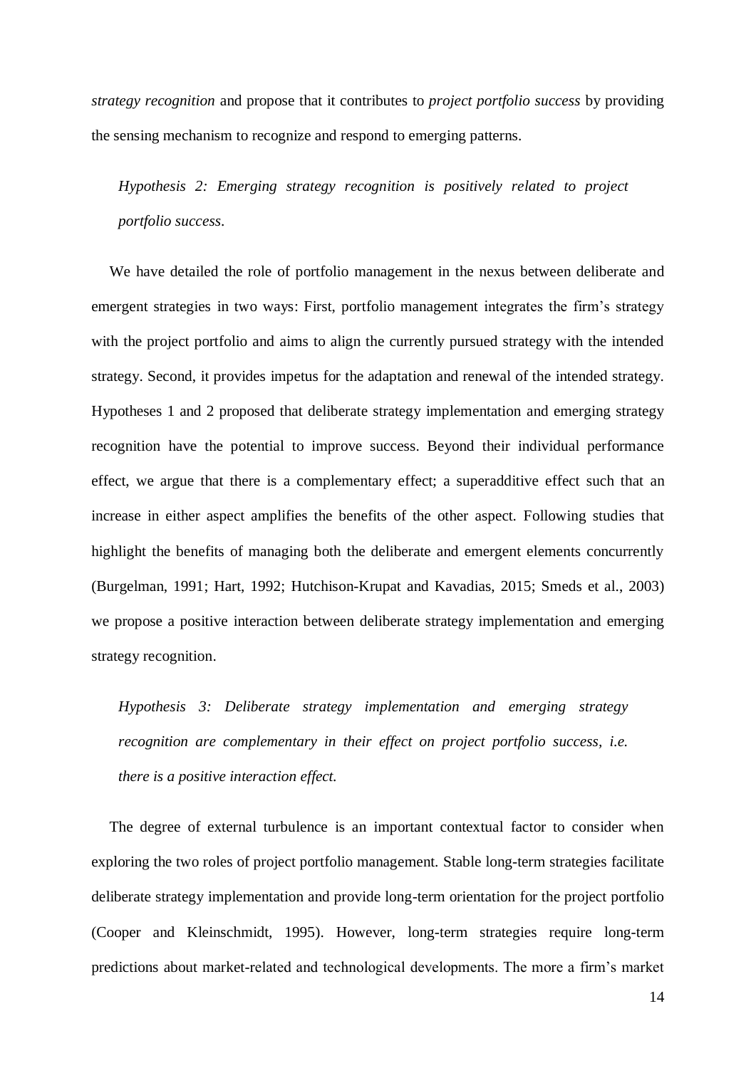*strategy recognition* and propose that it contributes to *project portfolio success* by providing the sensing mechanism to recognize and respond to emerging patterns.

*Hypothesis 2: Emerging strategy recognition is positively related to project portfolio success.*

We have detailed the role of portfolio management in the nexus between deliberate and emergent strategies in two ways: First, portfolio management integrates the firm's strategy with the project portfolio and aims to align the currently pursued strategy with the intended strategy. Second, it provides impetus for the adaptation and renewal of the intended strategy. Hypotheses 1 and 2 proposed that deliberate strategy implementation and emerging strategy recognition have the potential to improve success. Beyond their individual performance effect, we argue that there is a complementary effect; a superadditive effect such that an increase in either aspect amplifies the benefits of the other aspect. Following studies that highlight the benefits of managing both the deliberate and emergent elements concurrently (Burgelman, 1991; Hart, 1992; Hutchison-Krupat and Kavadias, 2015; Smeds et al., 2003) we propose a positive interaction between deliberate strategy implementation and emerging strategy recognition.

*Hypothesis 3: Deliberate strategy implementation and emerging strategy recognition are complementary in their effect on project portfolio success, i.e. there is a positive interaction effect.*

The degree of external turbulence is an important contextual factor to consider when exploring the two roles of project portfolio management. Stable long-term strategies facilitate deliberate strategy implementation and provide long-term orientation for the project portfolio (Cooper and Kleinschmidt, 1995). However, long-term strategies require long-term predictions about market-related and technological developments. The more a firm's market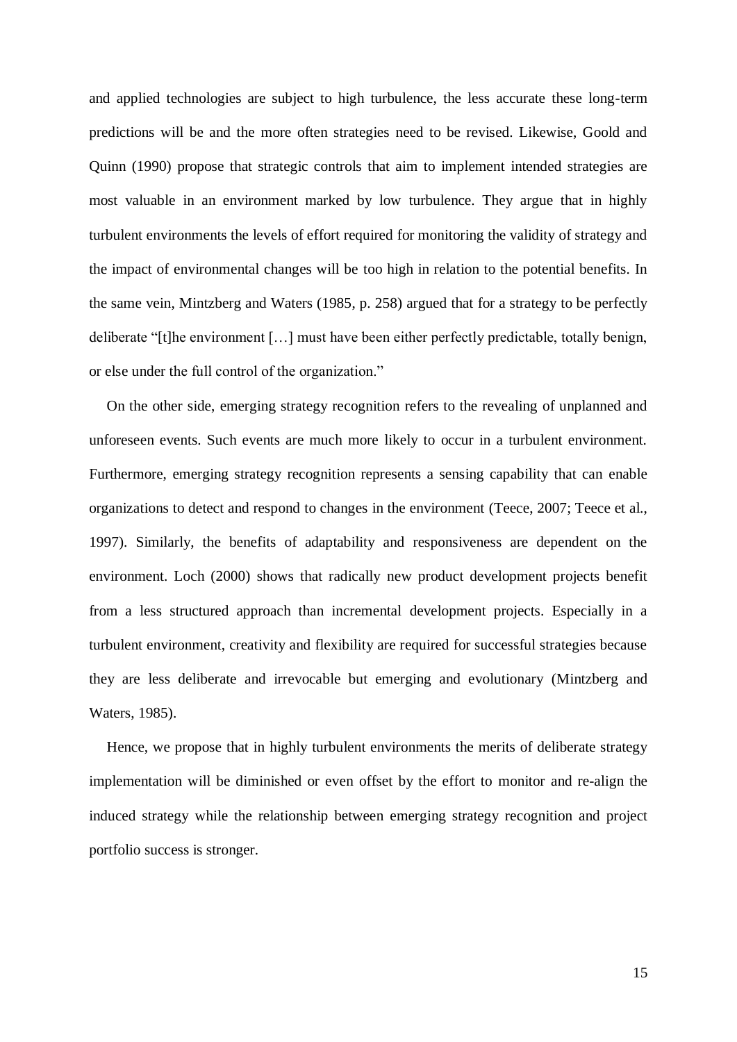and applied technologies are subject to high turbulence, the less accurate these long-term predictions will be and the more often strategies need to be revised. Likewise, Goold and Quinn (1990) propose that strategic controls that aim to implement intended strategies are most valuable in an environment marked by low turbulence. They argue that in highly turbulent environments the levels of effort required for monitoring the validity of strategy and the impact of environmental changes will be too high in relation to the potential benefits. In the same vein, Mintzberg and Waters (1985, p. 258) argued that for a strategy to be perfectly deliberate "[t]he environment […] must have been either perfectly predictable, totally benign, or else under the full control of the organization."

On the other side, emerging strategy recognition refers to the revealing of unplanned and unforeseen events. Such events are much more likely to occur in a turbulent environment. Furthermore, emerging strategy recognition represents a sensing capability that can enable organizations to detect and respond to changes in the environment (Teece, 2007; Teece et al., 1997). Similarly, the benefits of adaptability and responsiveness are dependent on the environment. Loch (2000) shows that radically new product development projects benefit from a less structured approach than incremental development projects. Especially in a turbulent environment, creativity and flexibility are required for successful strategies because they are less deliberate and irrevocable but emerging and evolutionary (Mintzberg and Waters, 1985).

Hence, we propose that in highly turbulent environments the merits of deliberate strategy implementation will be diminished or even offset by the effort to monitor and re-align the induced strategy while the relationship between emerging strategy recognition and project portfolio success is stronger.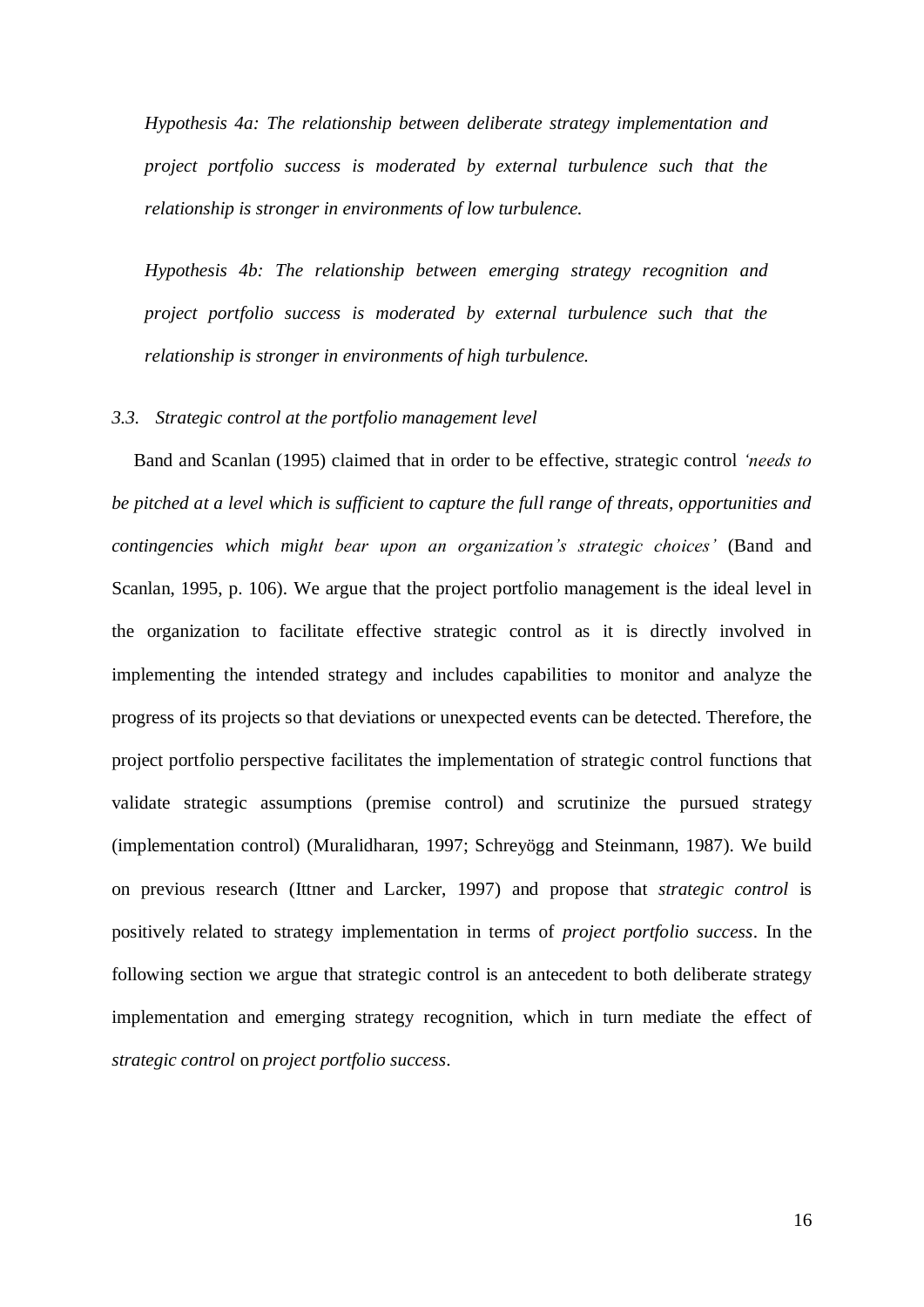*Hypothesis 4a: The relationship between deliberate strategy implementation and project portfolio success is moderated by external turbulence such that the relationship is stronger in environments of low turbulence.*

*Hypothesis 4b: The relationship between emerging strategy recognition and project portfolio success is moderated by external turbulence such that the relationship is stronger in environments of high turbulence.*

### *3.3. Strategic control at the portfolio management level*

Band and Scanlan (1995) claimed that in order to be effective, strategic control *'needs to be pitched at a level which is sufficient to capture the full range of threats, opportunities and contingencies which might bear upon an organization's strategic choices'* (Band and Scanlan, 1995, p. 106). We argue that the project portfolio management is the ideal level in the organization to facilitate effective strategic control as it is directly involved in implementing the intended strategy and includes capabilities to monitor and analyze the progress of its projects so that deviations or unexpected events can be detected. Therefore, the project portfolio perspective facilitates the implementation of strategic control functions that validate strategic assumptions (premise control) and scrutinize the pursued strategy (implementation control) (Muralidharan, 1997; Schreyögg and Steinmann, 1987). We build on previous research (Ittner and Larcker, 1997) and propose that *strategic control* is positively related to strategy implementation in terms of *project portfolio success*. In the following section we argue that strategic control is an antecedent to both deliberate strategy implementation and emerging strategy recognition, which in turn mediate the effect of *strategic control* on *project portfolio success*.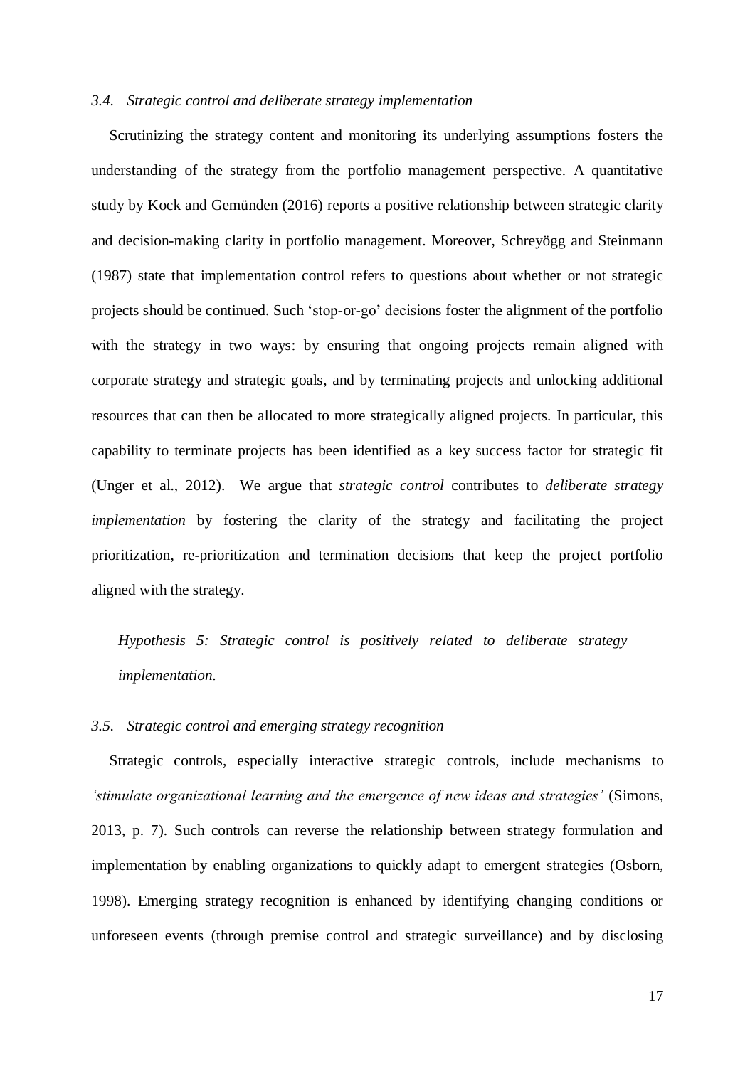### *3.4. Strategic control and deliberate strategy implementation*

Scrutinizing the strategy content and monitoring its underlying assumptions fosters the understanding of the strategy from the portfolio management perspective. A quantitative study by Kock and Gemünden (2016) reports a positive relationship between strategic clarity and decision-making clarity in portfolio management. Moreover, Schreyögg and Steinmann (1987) state that implementation control refers to questions about whether or not strategic projects should be continued. Such 'stop-or-go' decisions foster the alignment of the portfolio with the strategy in two ways: by ensuring that ongoing projects remain aligned with corporate strategy and strategic goals, and by terminating projects and unlocking additional resources that can then be allocated to more strategically aligned projects. In particular, this capability to terminate projects has been identified as a key success factor for strategic fit (Unger et al., 2012). We argue that *strategic control* contributes to *deliberate strategy implementation* by fostering the clarity of the strategy and facilitating the project prioritization, re-prioritization and termination decisions that keep the project portfolio aligned with the strategy.

*Hypothesis 5: Strategic control is positively related to deliberate strategy implementation.*

### *3.5. Strategic control and emerging strategy recognition*

Strategic controls, especially interactive strategic controls, include mechanisms to *'stimulate organizational learning and the emergence of new ideas and strategies'* (Simons, 2013, p. 7). Such controls can reverse the relationship between strategy formulation and implementation by enabling organizations to quickly adapt to emergent strategies (Osborn, 1998). Emerging strategy recognition is enhanced by identifying changing conditions or unforeseen events (through premise control and strategic surveillance) and by disclosing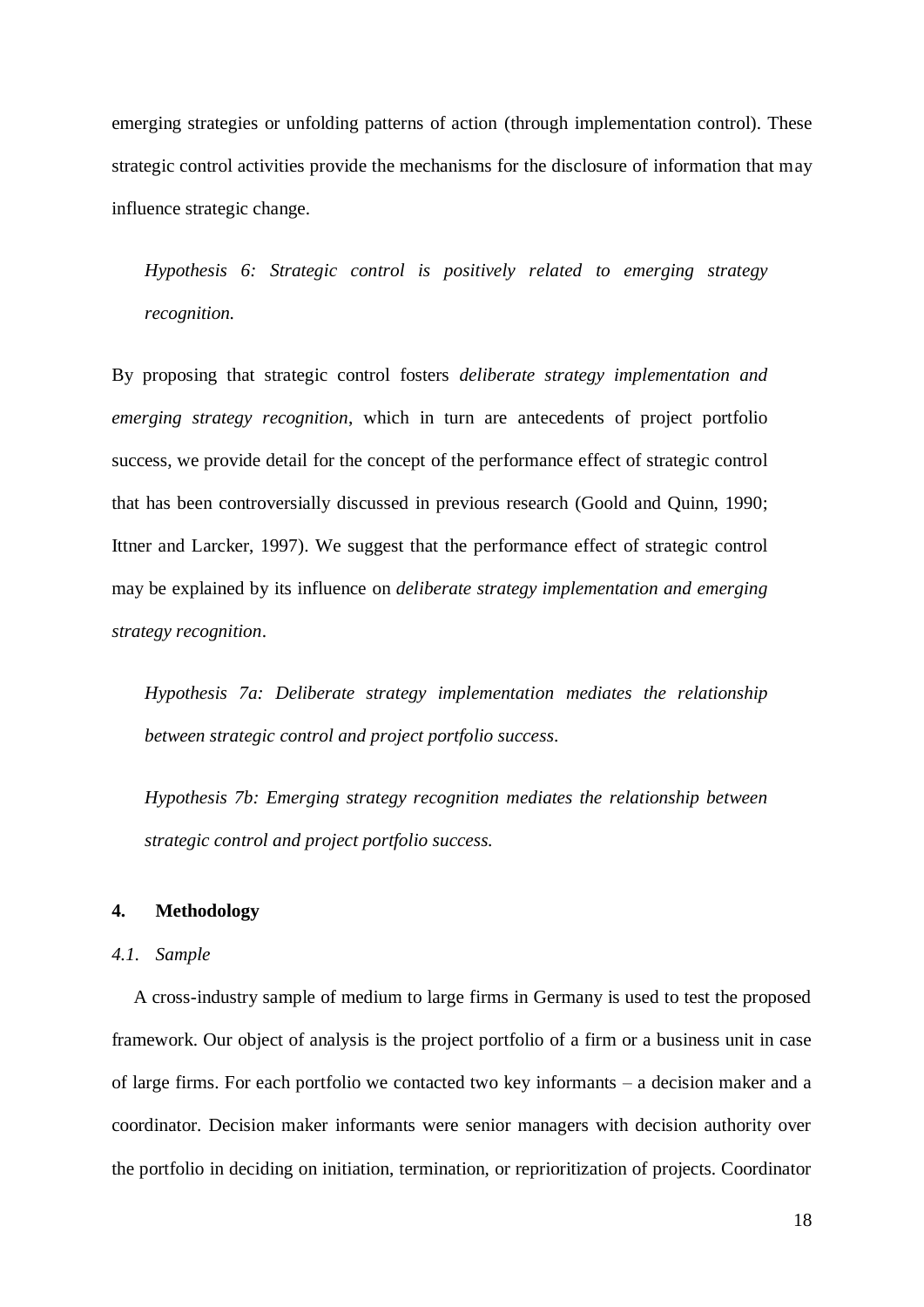emerging strategies or unfolding patterns of action (through implementation control). These strategic control activities provide the mechanisms for the disclosure of information that may influence strategic change.

> *Hypothesis 6: Strategic control is positively related to emerging strategy recognition.*

By proposing that strategic control fosters *deliberate strategy implementation and emerging strategy recognition*, which in turn are antecedents of project portfolio success, we provide detail for the concept of the performance effect of strategic control that has been controversially discussed in previous research (Goold and Quinn, 1990; Ittner and Larcker, 1997). We suggest that the performance effect of strategic control may be explained by its influence on *deliberate strategy implementation and emerging strategy recognition*.

> *Hypothesis 7a: Deliberate strategy implementation mediates the relationship between strategic control and project portfolio success.*

> *Hypothesis 7b: Emerging strategy recognition mediates the relationship between strategic control and project portfolio success.*

## 4. Methodology

### *4.1. Sample*

A cross-industry sample of medium to large firms in Germany is used to test the proposed framework. Our object of analysis is the project portfolio of a firm or a business unit in case of large firms. For each portfolio we contacted two key informants – a decision maker and a coordinator. Decision maker informants were senior managers with decision authority over the portfolio in deciding on initiation, termination, or reprioritization of projects. Coordinator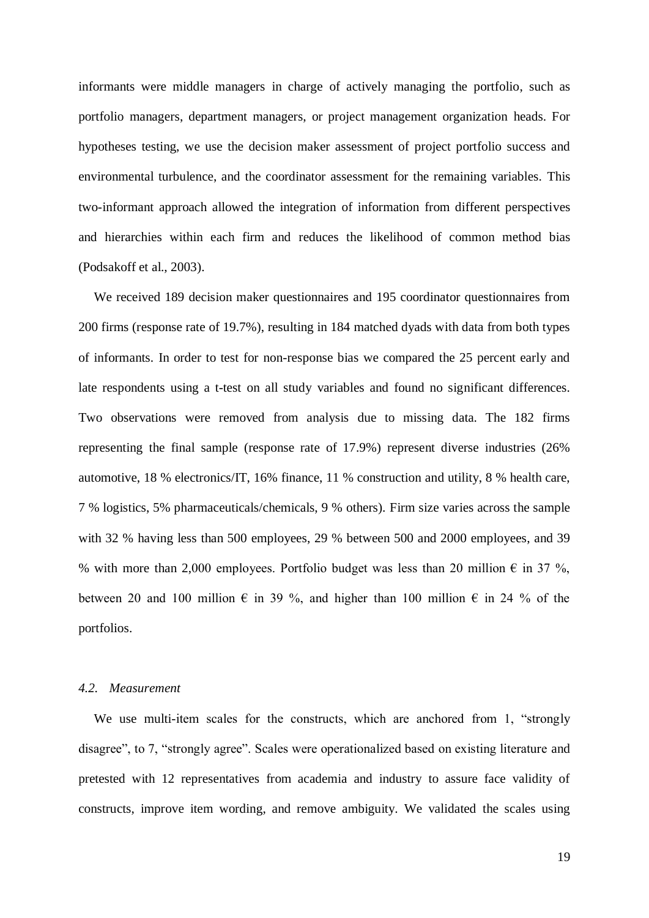informants were middle managers in charge of actively managing the portfolio, such as portfolio managers, department managers, or project management organization heads. For hypotheses testing, we use the decision maker assessment of project portfolio success and environmental turbulence, and the coordinator assessment for the remaining variables. This two-informant approach allowed the integration of information from different perspectives and hierarchies within each firm and reduces the likelihood of common method bias (Podsakoff et al., 2003).

We received 189 decision maker questionnaires and 195 coordinator questionnaires from 200 firms (response rate of 19.7%), resulting in 184 matched dyads with data from both types of informants. In order to test for non-response bias we compared the 25 percent early and late respondents using a t-test on all study variables and found no significant differences. Two observations were removed from analysis due to missing data. The 182 firms representing the final sample (response rate of 17.9%) represent diverse industries (26% automotive, 18 % electronics/IT, 16% finance, 11 % construction and utility, 8 % health care, 7 % logistics, 5% pharmaceuticals/chemicals, 9 % others). Firm size varies across the sample with 32 % having less than 500 employees, 29 % between 500 and 2000 employees, and 39 % with more than 2,000 employees. Portfolio budget was less than 20 million € in 37 %, between 20 and 100 million € in 39 %, and higher than 100 million € in 24 % of the portfolios.

### *4.2. Measurement*

We use multi-item scales for the constructs, which are anchored from 1, "strongly disagree", to 7, "strongly agree". Scales were operationalized based on existing literature and pretested with 12 representatives from academia and industry to assure face validity of constructs, improve item wording, and remove ambiguity. We validated the scales using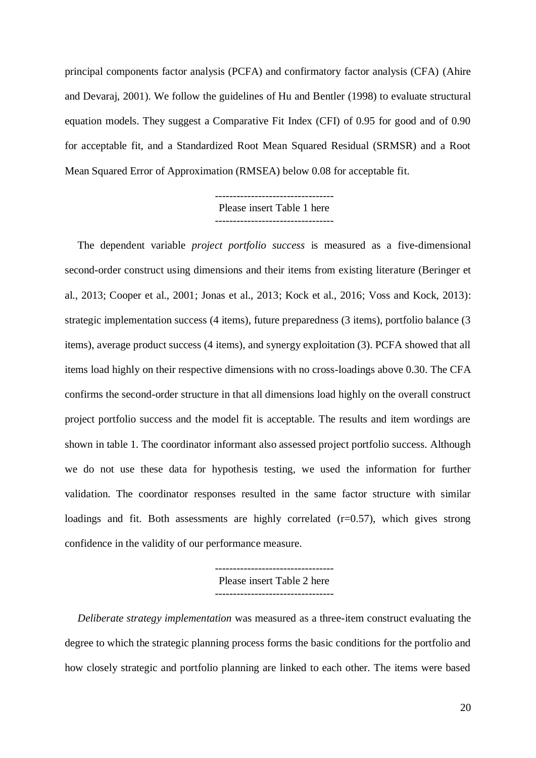principal components factor analysis (PCFA) and confirmatory factor analysis (CFA) (Ahire and Devaraj, 2001). We follow the guidelines of Hu and Bentler (1998) to evaluate structural equation models. They suggest a Comparative Fit Index (CFI) of 0.95 for good and of 0.90 for acceptable fit, and a Standardized Root Mean Squared Residual (SRMSR) and a Root Mean Squared Error of Approximation (RMSEA) below 0.08 for acceptable fit.

---------------------------------
Please insert Table 1 here
---------------------------------

The dependent variable *project portfolio success* is measured as a five-dimensional second-order construct using dimensions and their items from existing literature (Beringer et al., 2013; Cooper et al., 2001; Jonas et al., 2013; Kock et al., 2016; Voss and Kock, 2013): strategic implementation success (4 items), future preparedness (3 items), portfolio balance (3 items), average product success (4 items), and synergy exploitation (3). PCFA showed that all items load highly on their respective dimensions with no cross-loadings above 0.30. The CFA confirms the second-order structure in that all dimensions load highly on the overall construct project portfolio success and the model fit is acceptable. The results and item wordings are shown in table 1. The coordinator informant also assessed project portfolio success. Although we do not use these data for hypothesis testing, we used the information for further validation. The coordinator responses resulted in the same factor structure with similar loadings and fit. Both assessments are highly correlated (r=0.57), which gives strong confidence in the validity of our performance measure.

---------------------------------
Please insert Table 2 here
---------------------------------

*Deliberate strategy implementation* was measured as a three-item construct evaluating the degree to which the strategic planning process forms the basic conditions for the portfolio and how closely strategic and portfolio planning are linked to each other. The items were based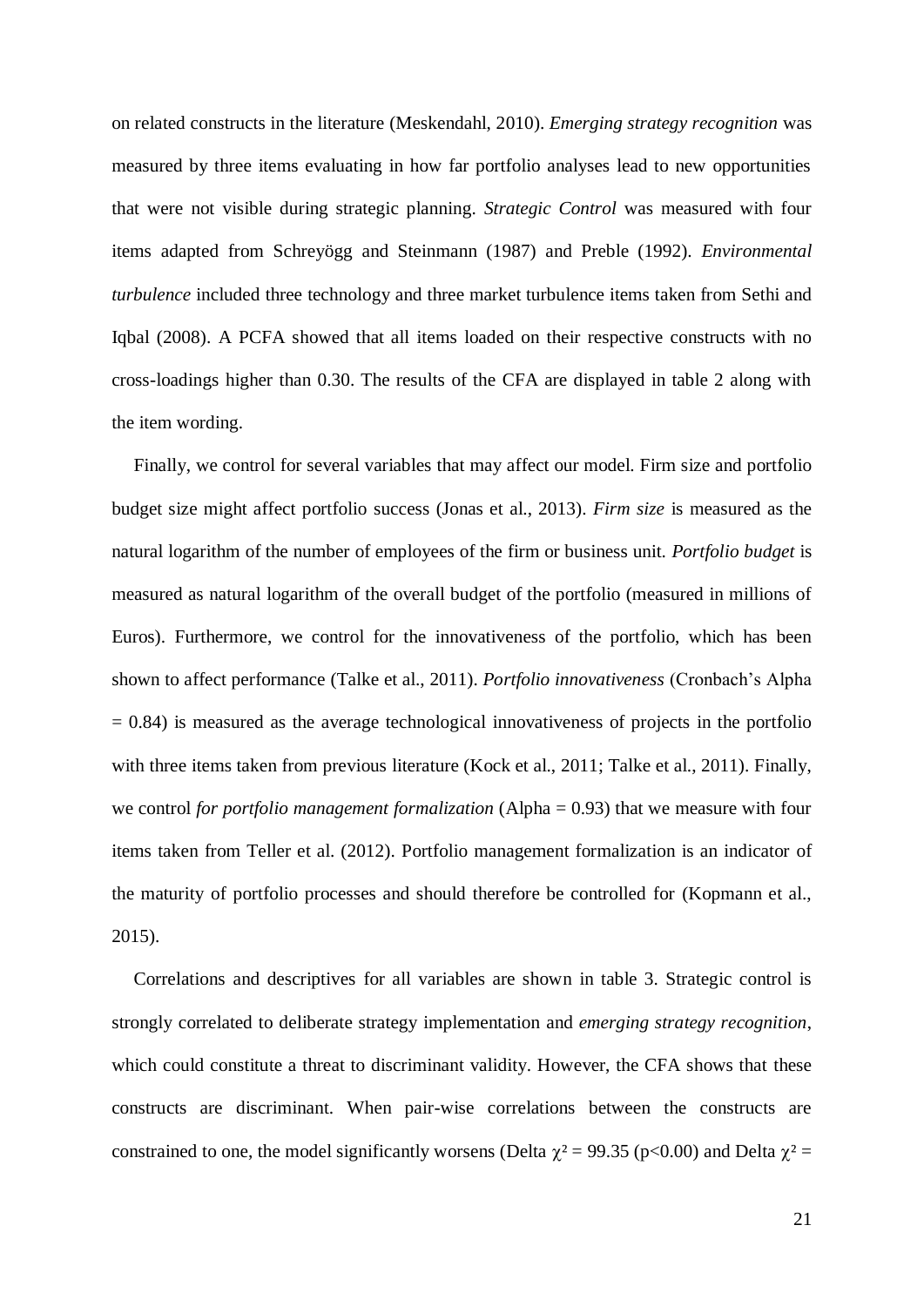on related constructs in the literature (Meskendahl, 2010). *Emerging strategy recognition* was measured by three items evaluating in how far portfolio analyses lead to new opportunities that were not visible during strategic planning. *Strategic Control* was measured with four items adapted from Schreyögg and Steinmann (1987) and Preble (1992). *Environmental turbulence* included three technology and three market turbulence items taken from Sethi and Iqbal (2008). A PCFA showed that all items loaded on their respective constructs with no cross-loadings higher than 0.30. The results of the CFA are displayed in table 2 along with the item wording.

Finally, we control for several variables that may affect our model. Firm size and portfolio budget size might affect portfolio success (Jonas et al., 2013). *Firm size* is measured as the natural logarithm of the number of employees of the firm or business unit. *Portfolio budget* is measured as natural logarithm of the overall budget of the portfolio (measured in millions of Euros). Furthermore, we control for the innovativeness of the portfolio, which has been shown to affect performance (Talke et al., 2011). *Portfolio innovativeness* (Cronbach's Alpha = 0.84) is measured as the average technological innovativeness of projects in the portfolio with three items taken from previous literature (Kock et al., 2011; Talke et al., 2011). Finally, we control *for portfolio management formalization* (Alpha = 0.93) that we measure with four items taken from Teller et al. (2012). Portfolio management formalization is an indicator of the maturity of portfolio processes and should therefore be controlled for (Kopmann et al., 2015).

Correlations and descriptives for all variables are shown in table 3. Strategic control is strongly correlated to deliberate strategy implementation and *emerging strategy recognition*, which could constitute a threat to discriminant validity. However, the CFA shows that these constructs are discriminant. When pair-wise correlations between the constructs are constrained to one, the model significantly worsens (Delta $\chi^2 = 99.35$ ($p<0.00$) and Delta $\chi^2 =$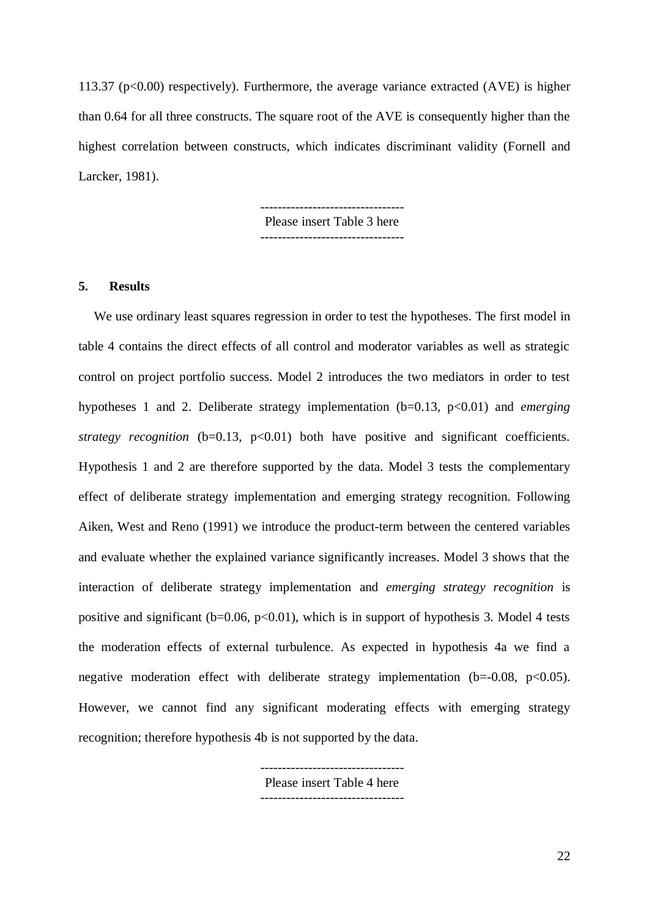113.37 ($p<0.00$) respectively). Furthermore, the average variance extracted (AVE) is higher than 0.64 for all three constructs. The square root of the AVE is consequently higher than the highest correlation between constructs, which indicates discriminant validity (Fornell and Larcker, 1981).

--------------------------------
Please insert Table 3 here
--------------------------------

## 5. Results

We use ordinary least squares regression in order to test the hypotheses. The first model in table 4 contains the direct effects of all control and moderator variables as well as strategic control on project portfolio success. Model 2 introduces the two mediators in order to test hypotheses 1 and 2. Deliberate strategy implementation ($b=0.13$, $p<0.01$) and *emerging strategy recognition* ($b=0.13$, $p<0.01$) both have positive and significant coefficients. Hypothesis 1 and 2 are therefore supported by the data. Model 3 tests the complementary effect of deliberate strategy implementation and emerging strategy recognition. Following Aiken, West and Reno (1991) we introduce the product-term between the centered variables and evaluate whether the explained variance significantly increases. Model 3 shows that the interaction of deliberate strategy implementation and *emerging strategy recognition* is positive and significant ($b=0.06$, $p<0.01$), which is in support of hypothesis 3. Model 4 tests the moderation effects of external turbulence. As expected in hypothesis 4a we find a negative moderation effect with deliberate strategy implementation ($b=-0.08$, $p<0.05$). However, we cannot find any significant moderating effects with emerging strategy recognition; therefore hypothesis 4b is not supported by the data.

--------------------------------
Please insert Table 4 here
--------------------------------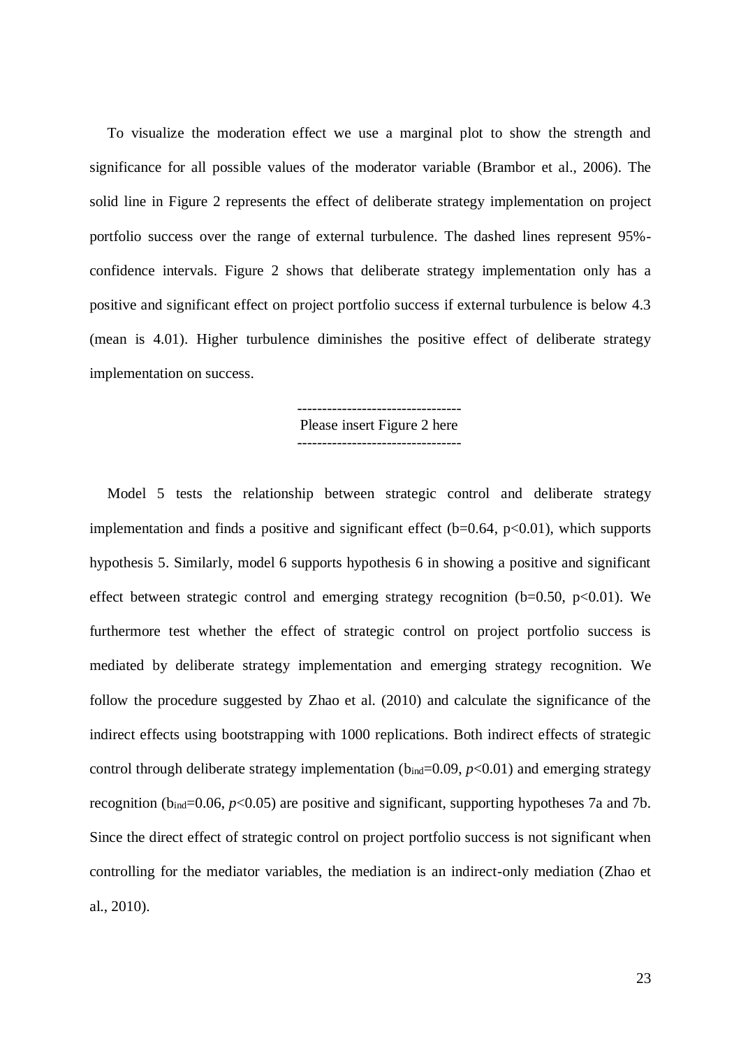To visualize the moderation effect we use a marginal plot to show the strength and significance for all possible values of the moderator variable (Brambor et al., 2006). The solid line in Figure 2 represents the effect of deliberate strategy implementation on project portfolio success over the range of external turbulence. The dashed lines represent 95%-confidence intervals. Figure 2 shows that deliberate strategy implementation only has a positive and significant effect on project portfolio success if external turbulence is below 4.3 (mean is 4.01). Higher turbulence diminishes the positive effect of deliberate strategy implementation on success.

---------------------------------
Please insert Figure 2 here
---------------------------------

Model 5 tests the relationship between strategic control and deliberate strategy implementation and finds a positive and significant effect ($b=0.64$, $p<0.01$), which supports hypothesis 5. Similarly, model 6 supports hypothesis 6 in showing a positive and significant effect between strategic control and emerging strategy recognition ($b=0.50$, $p<0.01$). We furthermore test whether the effect of strategic control on project portfolio success is mediated by deliberate strategy implementation and emerging strategy recognition. We follow the procedure suggested by Zhao et al. (2010) and calculate the significance of the indirect effects using bootstrapping with 1000 replications. Both indirect effects of strategic control through deliberate strategy implementation ($b_{ind}=0.09$, $p<0.01$) and emerging strategy recognition ($b_{ind}=0.06$, $p<0.05$) are positive and significant, supporting hypotheses 7a and 7b. Since the direct effect of strategic control on project portfolio success is not significant when controlling for the mediator variables, the mediation is an indirect-only mediation (Zhao et al., 2010).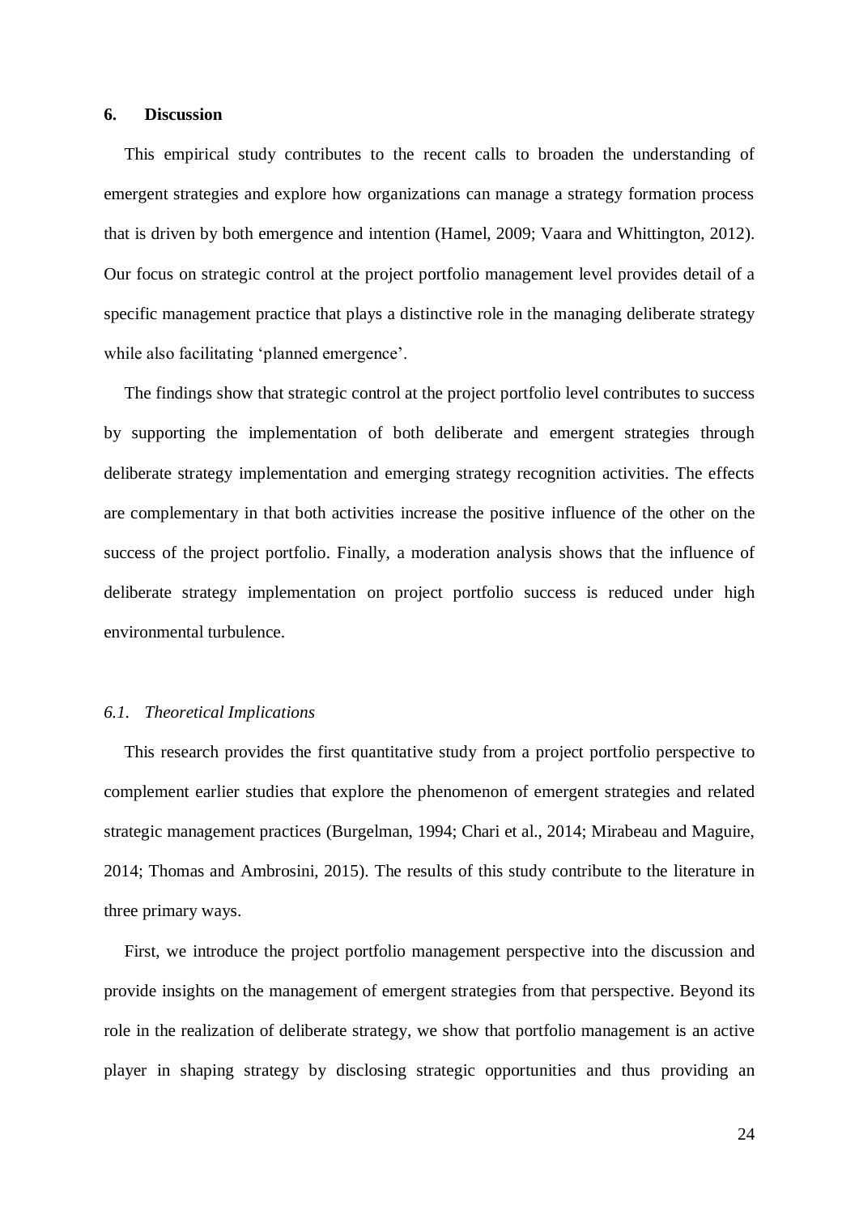## 6. Discussion

This empirical study contributes to the recent calls to broaden the understanding of emergent strategies and explore how organizations can manage a strategy formation process that is driven by both emergence and intention (Hamel, 2009; Vaara and Whittington, 2012). Our focus on strategic control at the project portfolio management level provides detail of a specific management practice that plays a distinctive role in the managing deliberate strategy while also facilitating 'planned emergence'.

The findings show that strategic control at the project portfolio level contributes to success by supporting the implementation of both deliberate and emergent strategies through deliberate strategy implementation and emerging strategy recognition activities. The effects are complementary in that both activities increase the positive influence of the other on the success of the project portfolio. Finally, a moderation analysis shows that the influence of deliberate strategy implementation on project portfolio success is reduced under high environmental turbulence.

### *6.1. Theoretical Implications*

This research provides the first quantitative study from a project portfolio perspective to complement earlier studies that explore the phenomenon of emergent strategies and related strategic management practices (Burgelman, 1994; Chari et al., 2014; Mirabeau and Maguire, 2014; Thomas and Ambrosini, 2015). The results of this study contribute to the literature in three primary ways.

First, we introduce the project portfolio management perspective into the discussion and provide insights on the management of emergent strategies from that perspective. Beyond its role in the realization of deliberate strategy, we show that portfolio management is an active player in shaping strategy by disclosing strategic opportunities and thus providing an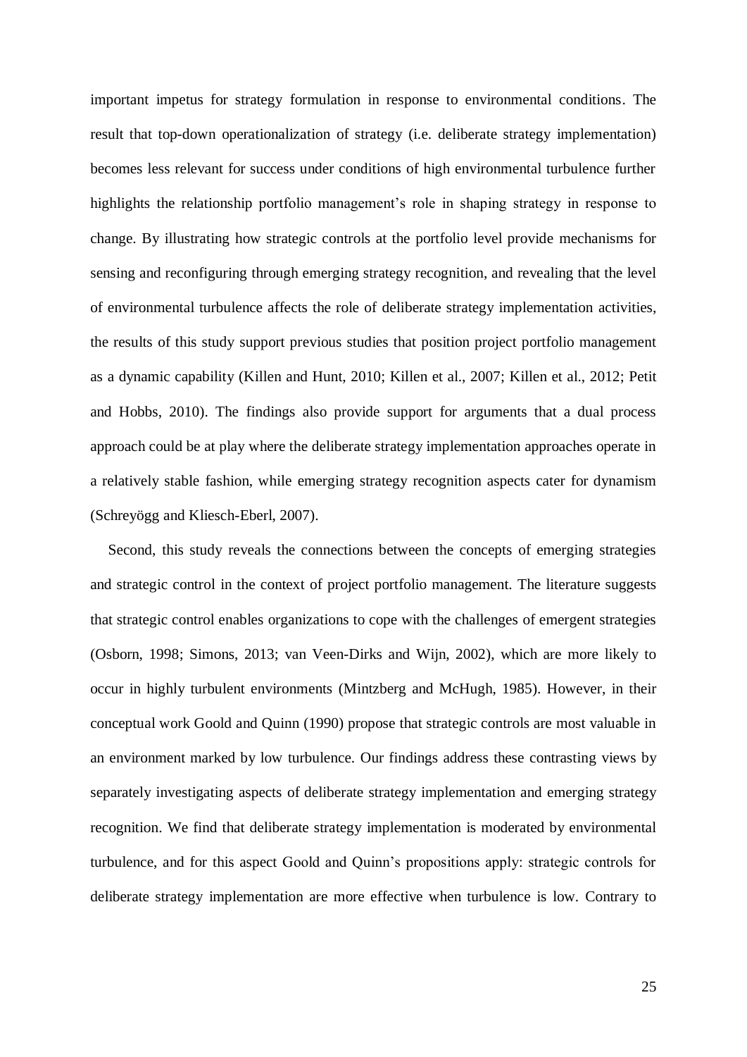important impetus for strategy formulation in response to environmental conditions. The result that top-down operationalization of strategy (i.e. deliberate strategy implementation) becomes less relevant for success under conditions of high environmental turbulence further highlights the relationship portfolio management's role in shaping strategy in response to change. By illustrating how strategic controls at the portfolio level provide mechanisms for sensing and reconfiguring through emerging strategy recognition, and revealing that the level of environmental turbulence affects the role of deliberate strategy implementation activities, the results of this study support previous studies that position project portfolio management as a dynamic capability (Killen and Hunt, 2010; Killen et al., 2007; Killen et al., 2012; Petit and Hobbs, 2010). The findings also provide support for arguments that a dual process approach could be at play where the deliberate strategy implementation approaches operate in a relatively stable fashion, while emerging strategy recognition aspects cater for dynamism (Schreyögg and Kliesch-Eberl, 2007).

Second, this study reveals the connections between the concepts of emerging strategies and strategic control in the context of project portfolio management. The literature suggests that strategic control enables organizations to cope with the challenges of emergent strategies (Osborn, 1998; Simons, 2013; van Veen-Dirks and Wijn, 2002), which are more likely to occur in highly turbulent environments (Mintzberg and McHugh, 1985). However, in their conceptual work Goold and Quinn (1990) propose that strategic controls are most valuable in an environment marked by low turbulence. Our findings address these contrasting views by separately investigating aspects of deliberate strategy implementation and emerging strategy recognition. We find that deliberate strategy implementation is moderated by environmental turbulence, and for this aspect Goold and Quinn's propositions apply: strategic controls for deliberate strategy implementation are more effective when turbulence is low. Contrary to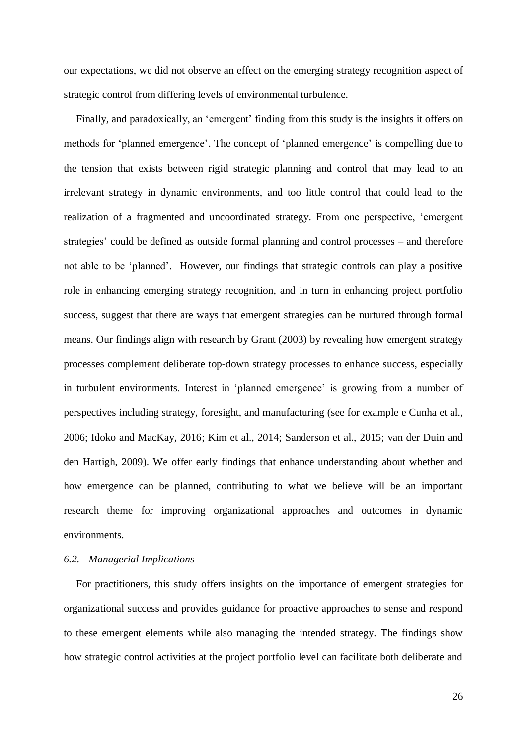our expectations, we did not observe an effect on the emerging strategy recognition aspect of strategic control from differing levels of environmental turbulence.

Finally, and paradoxically, an 'emergent' finding from this study is the insights it offers on methods for 'planned emergence'. The concept of 'planned emergence' is compelling due to the tension that exists between rigid strategic planning and control that may lead to an irrelevant strategy in dynamic environments, and too little control that could lead to the realization of a fragmented and uncoordinated strategy. From one perspective, 'emergent strategies' could be defined as outside formal planning and control processes – and therefore not able to be 'planned'. However, our findings that strategic controls can play a positive role in enhancing emerging strategy recognition, and in turn in enhancing project portfolio success, suggest that there are ways that emergent strategies can be nurtured through formal means. Our findings align with research by Grant (2003) by revealing how emergent strategy processes complement deliberate top-down strategy processes to enhance success, especially in turbulent environments. Interest in 'planned emergence' is growing from a number of perspectives including strategy, foresight, and manufacturing (see for example e Cunha et al., 2006; Idoko and MacKay, 2016; Kim et al., 2014; Sanderson et al., 2015; van der Duin and den Hartigh, 2009). We offer early findings that enhance understanding about whether and how emergence can be planned, contributing to what we believe will be an important research theme for improving organizational approaches and outcomes in dynamic environments.

### *6.2. Managerial Implications*

For practitioners, this study offers insights on the importance of emergent strategies for organizational success and provides guidance for proactive approaches to sense and respond to these emergent elements while also managing the intended strategy. The findings show how strategic control activities at the project portfolio level can facilitate both deliberate and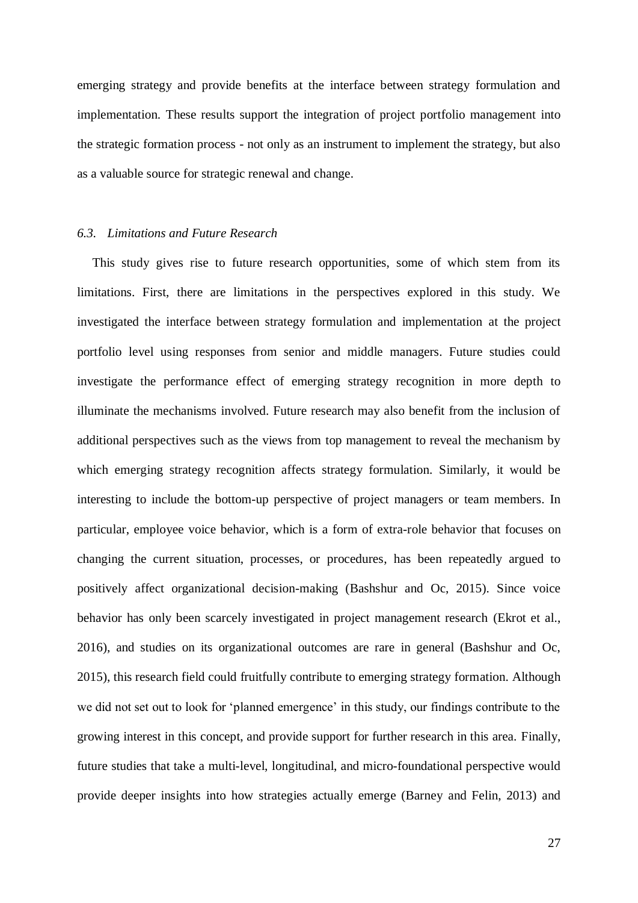emerging strategy and provide benefits at the interface between strategy formulation and implementation. These results support the integration of project portfolio management into the strategic formation process - not only as an instrument to implement the strategy, but also as a valuable source for strategic renewal and change.

### *6.3. Limitations and Future Research*

This study gives rise to future research opportunities, some of which stem from its limitations. First, there are limitations in the perspectives explored in this study. We investigated the interface between strategy formulation and implementation at the project portfolio level using responses from senior and middle managers. Future studies could investigate the performance effect of emerging strategy recognition in more depth to illuminate the mechanisms involved. Future research may also benefit from the inclusion of additional perspectives such as the views from top management to reveal the mechanism by which emerging strategy recognition affects strategy formulation. Similarly, it would be interesting to include the bottom-up perspective of project managers or team members. In particular, employee voice behavior, which is a form of extra-role behavior that focuses on changing the current situation, processes, or procedures, has been repeatedly argued to positively affect organizational decision-making (Bashshur and Oc, 2015). Since voice behavior has only been scarcely investigated in project management research (Ekrot et al., 2016), and studies on its organizational outcomes are rare in general (Bashshur and Oc, 2015), this research field could fruitfully contribute to emerging strategy formation. Although we did not set out to look for 'planned emergence' in this study, our findings contribute to the growing interest in this concept, and provide support for further research in this area. Finally, future studies that take a multi-level, longitudinal, and micro-foundational perspective would provide deeper insights into how strategies actually emerge (Barney and Felin, 2013) and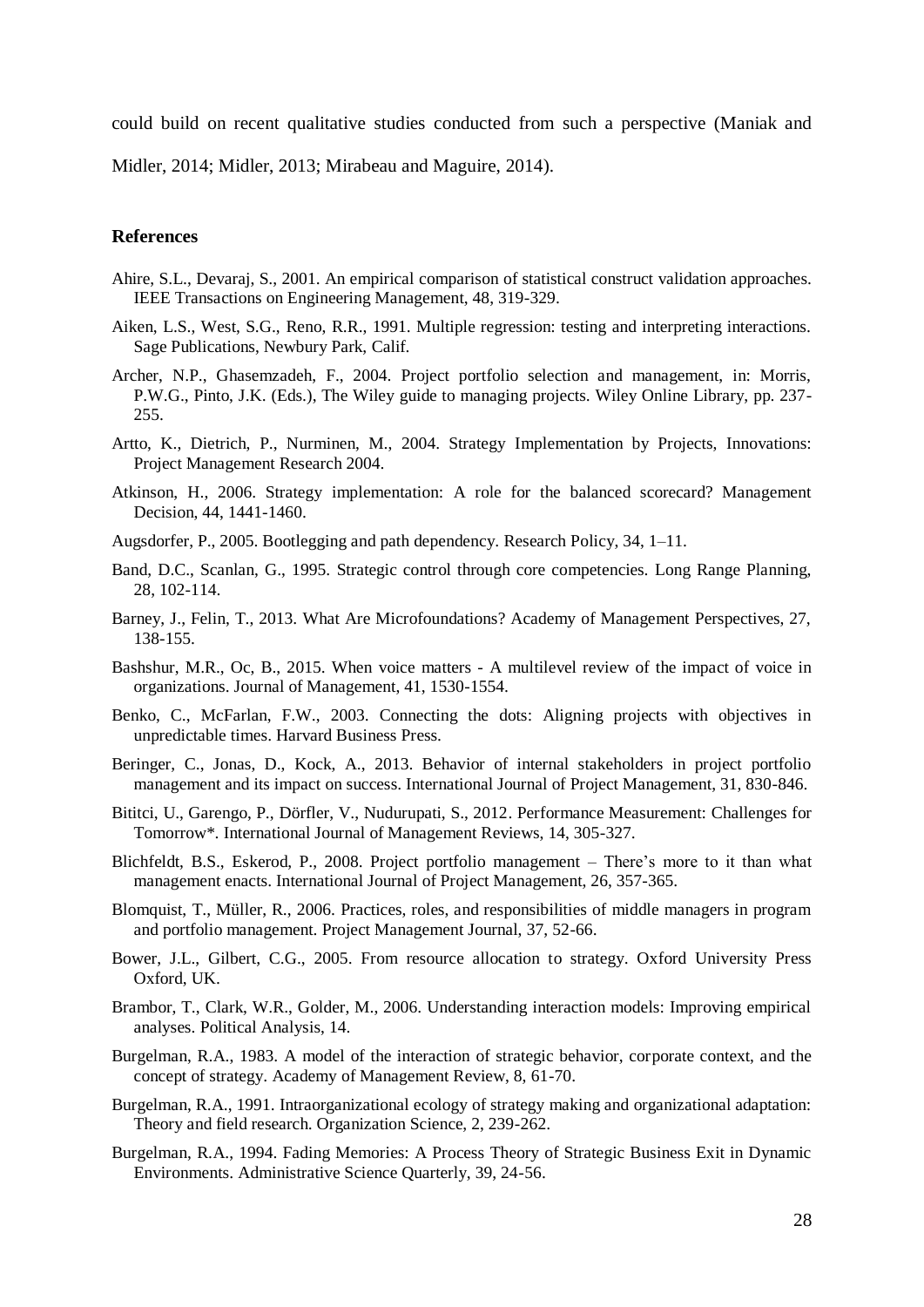could build on recent qualitative studies conducted from such a perspective (Maniak and Midler, 2014; Midler, 2013; Mirabeau and Maguire, 2014).

## References

Ahire, S.L., Devaraj, S., 2001. An empirical comparison of statistical construct validation approaches. IEEE Transactions on Engineering Management, 48, 319-329.

Aiken, L.S., West, S.G., Reno, R.R., 1991. Multiple regression: testing and interpreting interactions. Sage Publications, Newbury Park, Calif.

Archer, N.P., Ghasemzadeh, F., 2004. Project portfolio selection and management, in: Morris, P.W.G., Pinto, J.K. (Eds.), The Wiley guide to managing projects. Wiley Online Library, pp. 237-255.

Artto, K., Dietrich, P., Nurminen, M., 2004. Strategy Implementation by Projects, Innovations: Project Management Research 2004.

Atkinson, H., 2006. Strategy implementation: A role for the balanced scorecard? Management Decision, 44, 1441-1460.

Augsdorfer, P., 2005. Bootlegging and path dependency. Research Policy, 34, 1–11.

Band, D.C., Scanlan, G., 1995. Strategic control through core competencies. Long Range Planning, 28, 102-114.

Barney, J., Felin, T., 2013. What Are Microfoundations? Academy of Management Perspectives, 27, 138-155.

Bashshur, M.R., Oc, B., 2015. When voice matters - A multilevel review of the impact of voice in organizations. Journal of Management, 41, 1530-1554.

Benko, C., McFarlan, F.W., 2003. Connecting the dots: Aligning projects with objectives in unpredictable times. Harvard Business Press.

Beringer, C., Jonas, D., Kock, A., 2013. Behavior of internal stakeholders in project portfolio management and its impact on success. International Journal of Project Management, 31, 830-846.

Bititci, U., Garengo, P., Dörfler, V., Nudurupati, S., 2012. Performance Measurement: Challenges for Tomorrow*. International Journal of Management Reviews, 14, 305-327.

Blichfeldt, B.S., Eskerod, P., 2008. Project portfolio management – There's more to it than what management enacts. International Journal of Project Management, 26, 357-365.

Blomquist, T., Müller, R., 2006. Practices, roles, and responsibilities of middle managers in program and portfolio management. Project Management Journal, 37, 52-66.

Bower, J.L., Gilbert, C.G., 2005. From resource allocation to strategy. Oxford University Press Oxford, UK.

Brambor, T., Clark, W.R., Golder, M., 2006. Understanding interaction models: Improving empirical analyses. Political Analysis, 14.

Burgelman, R.A., 1983. A model of the interaction of strategic behavior, corporate context, and the concept of strategy. Academy of Management Review, 8, 61-70.

Burgelman, R.A., 1991. Intraorganizational ecology of strategy making and organizational adaptation: Theory and field research. Organization Science, 2, 239-262.

Burgelman, R.A., 1994. Fading Memories: A Process Theory of Strategic Business Exit in Dynamic Environments. Administrative Science Quarterly, 39, 24-56.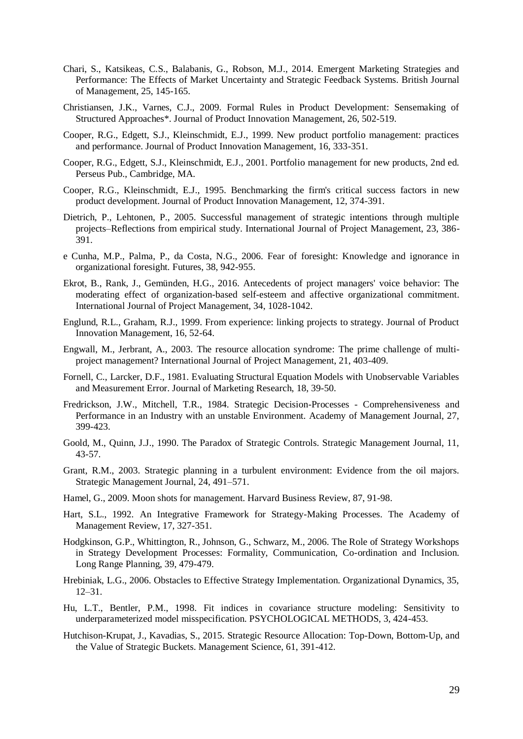Chari, S., Katsikeas, C.S., Balabanis, G., Robson, M.J., 2014. Emergent Marketing Strategies and Performance: The Effects of Market Uncertainty and Strategic Feedback Systems. British Journal of Management, 25, 145-165.

Christiansen, J.K., Varnes, C.J., 2009. Formal Rules in Product Development: Sensemaking of Structured Approaches*. Journal of Product Innovation Management, 26, 502-519.

Cooper, R.G., Edgett, S.J., Kleinschmidt, E.J., 1999. New product portfolio management: practices and performance. Journal of Product Innovation Management, 16, 333-351.

Cooper, R.G., Edgett, S.J., Kleinschmidt, E.J., 2001. Portfolio management for new products, 2nd ed. Perseus Pub., Cambridge, MA.

Cooper, R.G., Kleinschmidt, E.J., 1995. Benchmarking the firm's critical success factors in new product development. Journal of Product Innovation Management, 12, 374-391.

Dietrich, P., Lehtonen, P., 2005. Successful management of strategic intentions through multiple projects–Reflections from empirical study. International Journal of Project Management, 23, 386-391.

e Cunha, M.P., Palma, P., da Costa, N.G., 2006. Fear of foresight: Knowledge and ignorance in organizational foresight. Futures, 38, 942-955.

Ekrot, B., Rank, J., Gemünden, H.G., 2016. Antecedents of project managers' voice behavior: The moderating effect of organization-based self-esteem and affective organizational commitment. International Journal of Project Management, 34, 1028-1042.

Englund, R.L., Graham, R.J., 1999. From experience: linking projects to strategy. Journal of Product Innovation Management, 16, 52-64.

Engwall, M., Jerbrant, A., 2003. The resource allocation syndrome: The prime challenge of multi-project management? International Journal of Project Management, 21, 403-409.

Fornell, C., Larcker, D.F., 1981. Evaluating Structural Equation Models with Unobservable Variables and Measurement Error. Journal of Marketing Research, 18, 39-50.

Fredrickson, J.W., Mitchell, T.R., 1984. Strategic Decision-Processes - Comprehensiveness and Performance in an Industry with an unstable Environment. Academy of Management Journal, 27, 399-423.

Goold, M., Quinn, J.J., 1990. The Paradox of Strategic Controls. Strategic Management Journal, 11, 43-57.

Grant, R.M., 2003. Strategic planning in a turbulent environment: Evidence from the oil majors. Strategic Management Journal, 24, 491–571.

Hamel, G., 2009. Moon shots for management. Harvard Business Review, 87, 91-98.

Hart, S.L., 1992. An Integrative Framework for Strategy-Making Processes. The Academy of Management Review, 17, 327-351.

Hodgkinson, G.P., Whittington, R., Johnson, G., Schwarz, M., 2006. The Role of Strategy Workshops in Strategy Development Processes: Formality, Communication, Co-ordination and Inclusion. Long Range Planning, 39, 479-479.

Hrebiniak, L.G., 2006. Obstacles to Effective Strategy Implementation. Organizational Dynamics, 35, 12–31.

Hu, L.T., Bentler, P.M., 1998. Fit indices in covariance structure modeling: Sensitivity to underparameterized model misspecification. PSYCHOLOGICAL METHODS, 3, 424-453.

Hutchison-Krupat, J., Kavadias, S., 2015. Strategic Resource Allocation: Top-Down, Bottom-Up, and the Value of Strategic Buckets. Management Science, 61, 391-412.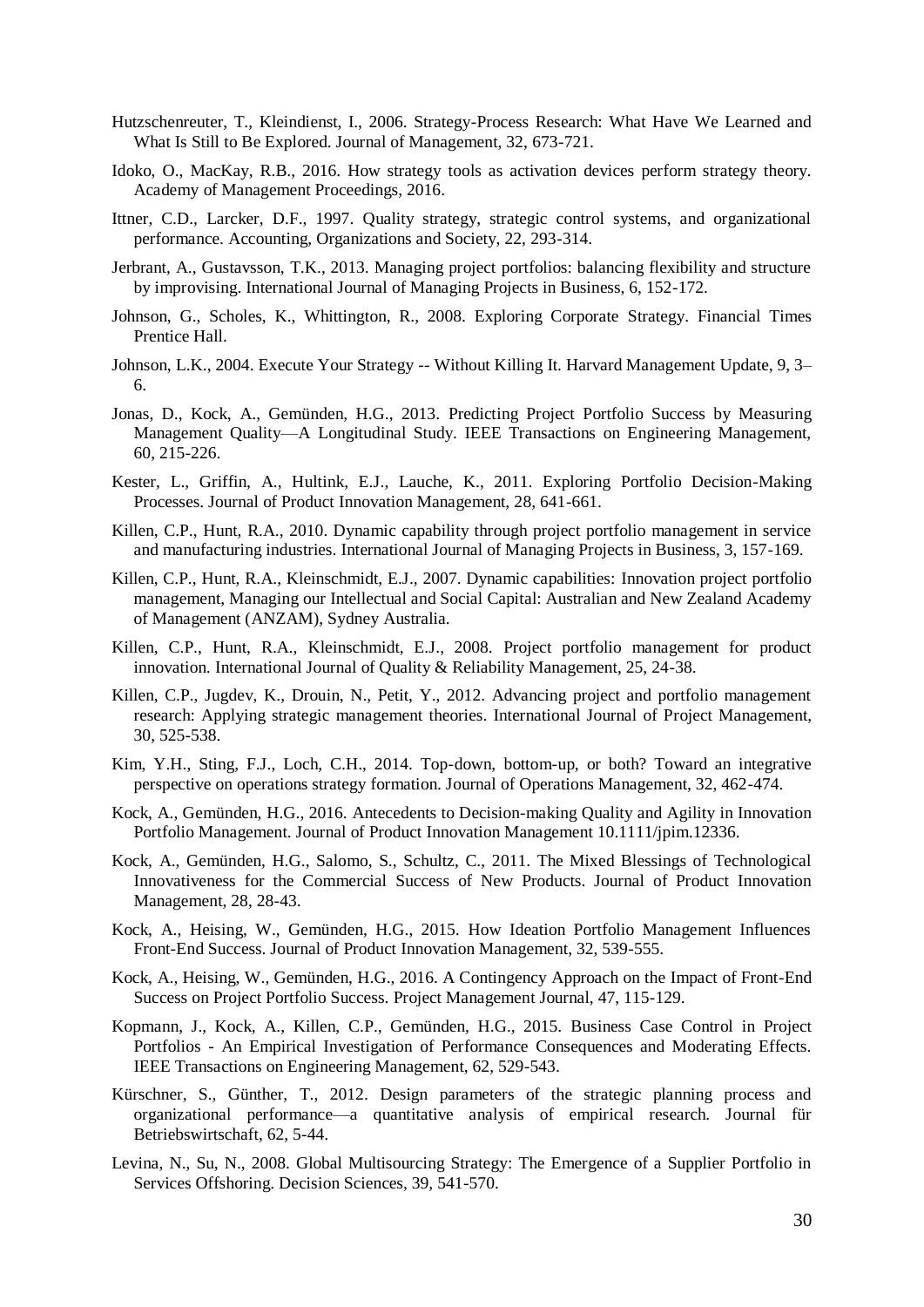Hutzschenreuter, T., Kleindienst, I., 2006. Strategy-Process Research: What Have We Learned and What Is Still to Be Explored. Journal of Management, 32, 673-721.

Idoko, O., MacKay, R.B., 2016. How strategy tools as activation devices perform strategy theory. Academy of Management Proceedings, 2016.

Ittner, C.D., Larcker, D.F., 1997. Quality strategy, strategic control systems, and organizational performance. Accounting, Organizations and Society, 22, 293-314.

Jerbrant, A., Gustavsson, T.K., 2013. Managing project portfolios: balancing flexibility and structure by improvising. International Journal of Managing Projects in Business, 6, 152-172.

Johnson, G., Scholes, K., Whittington, R., 2008. Exploring Corporate Strategy. Financial Times Prentice Hall.

Johnson, L.K., 2004. Execute Your Strategy -- Without Killing It. Harvard Management Update, 9, 3–6.

Jonas, D., Kock, A., Gemünden, H.G., 2013. Predicting Project Portfolio Success by Measuring Management Quality—A Longitudinal Study. IEEE Transactions on Engineering Management, 60, 215-226.

Kester, L., Griffin, A., Hultink, E.J., Lauche, K., 2011. Exploring Portfolio Decision-Making Processes. Journal of Product Innovation Management, 28, 641-661.

Killen, C.P., Hunt, R.A., 2010. Dynamic capability through project portfolio management in service and manufacturing industries. International Journal of Managing Projects in Business, 3, 157-169.

Killen, C.P., Hunt, R.A., Kleinschmidt, E.J., 2007. Dynamic capabilities: Innovation project portfolio management, Managing our Intellectual and Social Capital: Australian and New Zealand Academy of Management (ANZAM), Sydney Australia.

Killen, C.P., Hunt, R.A., Kleinschmidt, E.J., 2008. Project portfolio management for product innovation. International Journal of Quality & Reliability Management, 25, 24-38.

Killen, C.P., Jugdev, K., Drouin, N., Petit, Y., 2012. Advancing project and portfolio management research: Applying strategic management theories. International Journal of Project Management, 30, 525-538.

Kim, Y.H., Sting, F.J., Loch, C.H., 2014. Top-down, bottom-up, or both? Toward an integrative perspective on operations strategy formation. Journal of Operations Management, 32, 462-474.

Kock, A., Gemünden, H.G., 2016. Antecedents to Decision-making Quality and Agility in Innovation Portfolio Management. Journal of Product Innovation Management 10.1111/jpim.12336.

Kock, A., Gemünden, H.G., Salomo, S., Schultz, C., 2011. The Mixed Blessings of Technological Innovativeness for the Commercial Success of New Products. Journal of Product Innovation Management, 28, 28-43.

Kock, A., Heising, W., Gemünden, H.G., 2015. How Ideation Portfolio Management Influences Front-End Success. Journal of Product Innovation Management, 32, 539-555.

Kock, A., Heising, W., Gemünden, H.G., 2016. A Contingency Approach on the Impact of Front-End Success on Project Portfolio Success. Project Management Journal, 47, 115-129.

Kopmann, J., Kock, A., Killen, C.P., Gemünden, H.G., 2015. Business Case Control in Project Portfolios - An Empirical Investigation of Performance Consequences and Moderating Effects. IEEE Transactions on Engineering Management, 62, 529-543.

Kürschner, S., Günther, T., 2012. Design parameters of the strategic planning process and organizational performance—a quantitative analysis of empirical research. Journal für Betriebswirtschaft, 62, 5-44.

Levina, N., Su, N., 2008. Global Multisourcing Strategy: The Emergence of a Supplier Portfolio in Services Offshoring. Decision Sciences, 39, 541-570.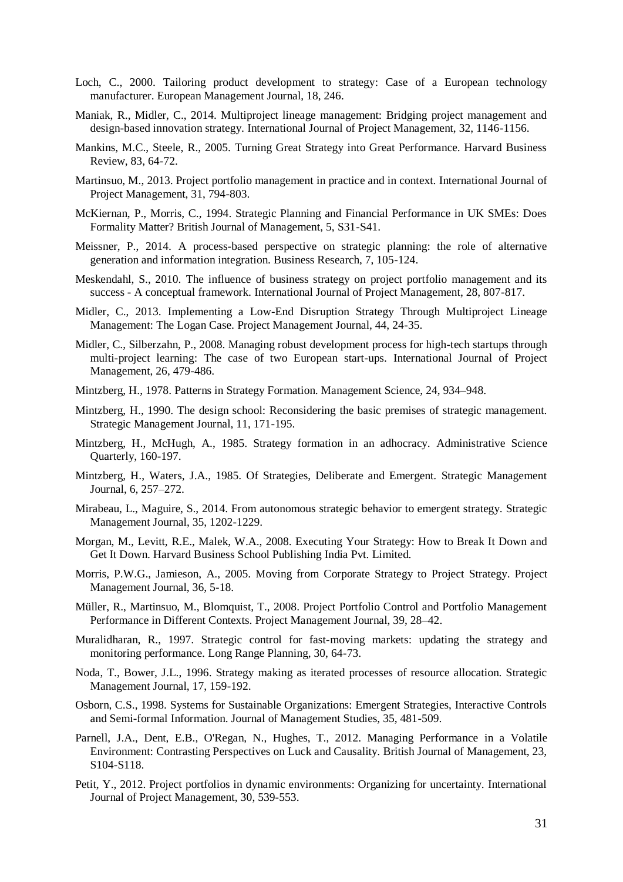Loch, C., 2000. Tailoring product development to strategy: Case of a European technology manufacturer. European Management Journal, 18, 246.

Maniak, R., Midler, C., 2014. Multiproject lineage management: Bridging project management and design-based innovation strategy. International Journal of Project Management, 32, 1146-1156.

Mankins, M.C., Steele, R., 2005. Turning Great Strategy into Great Performance. Harvard Business Review, 83, 64-72.

Martinsuo, M., 2013. Project portfolio management in practice and in context. International Journal of Project Management, 31, 794-803.

McKiernan, P., Morris, C., 1994. Strategic Planning and Financial Performance in UK SMEs: Does Formality Matter? British Journal of Management, 5, S31-S41.

Meissner, P., 2014. A process-based perspective on strategic planning: the role of alternative generation and information integration. Business Research, 7, 105-124.

Meskendahl, S., 2010. The influence of business strategy on project portfolio management and its success - A conceptual framework. International Journal of Project Management, 28, 807-817.

Midler, C., 2013. Implementing a Low-End Disruption Strategy Through Multiproject Lineage Management: The Logan Case. Project Management Journal, 44, 24-35.

Midler, C., Silberzahn, P., 2008. Managing robust development process for high-tech startups through multi-project learning: The case of two European start-ups. International Journal of Project Management, 26, 479-486.

Mintzberg, H., 1978. Patterns in Strategy Formation. Management Science, 24, 934–948.

Mintzberg, H., 1990. The design school: Reconsidering the basic premises of strategic management. Strategic Management Journal, 11, 171-195.

Mintzberg, H., McHugh, A., 1985. Strategy formation in an adhocracy. Administrative Science Quarterly, 160-197.

Mintzberg, H., Waters, J.A., 1985. Of Strategies, Deliberate and Emergent. Strategic Management Journal, 6, 257–272.

Mirabeau, L., Maguire, S., 2014. From autonomous strategic behavior to emergent strategy. Strategic Management Journal, 35, 1202-1229.

Morgan, M., Levitt, R.E., Malek, W.A., 2008. Executing Your Strategy: How to Break It Down and Get It Down. Harvard Business School Publishing India Pvt. Limited.

Morris, P.W.G., Jamieson, A., 2005. Moving from Corporate Strategy to Project Strategy. Project Management Journal, 36, 5-18.

Müller, R., Martinsuo, M., Blomquist, T., 2008. Project Portfolio Control and Portfolio Management Performance in Different Contexts. Project Management Journal, 39, 28–42.

Muralidharan, R., 1997. Strategic control for fast-moving markets: updating the strategy and monitoring performance. Long Range Planning, 30, 64-73.

Noda, T., Bower, J.L., 1996. Strategy making as iterated processes of resource allocation. Strategic Management Journal, 17, 159-192.

Osborn, C.S., 1998. Systems for Sustainable Organizations: Emergent Strategies, Interactive Controls and Semi-formal Information. Journal of Management Studies, 35, 481-509.

Parnell, J.A., Dent, E.B., O'Regan, N., Hughes, T., 2012. Managing Performance in a Volatile Environment: Contrasting Perspectives on Luck and Causality. British Journal of Management, 23, S104-S118.

Petit, Y., 2012. Project portfolios in dynamic environments: Organizing for uncertainty. International Journal of Project Management, 30, 539-553.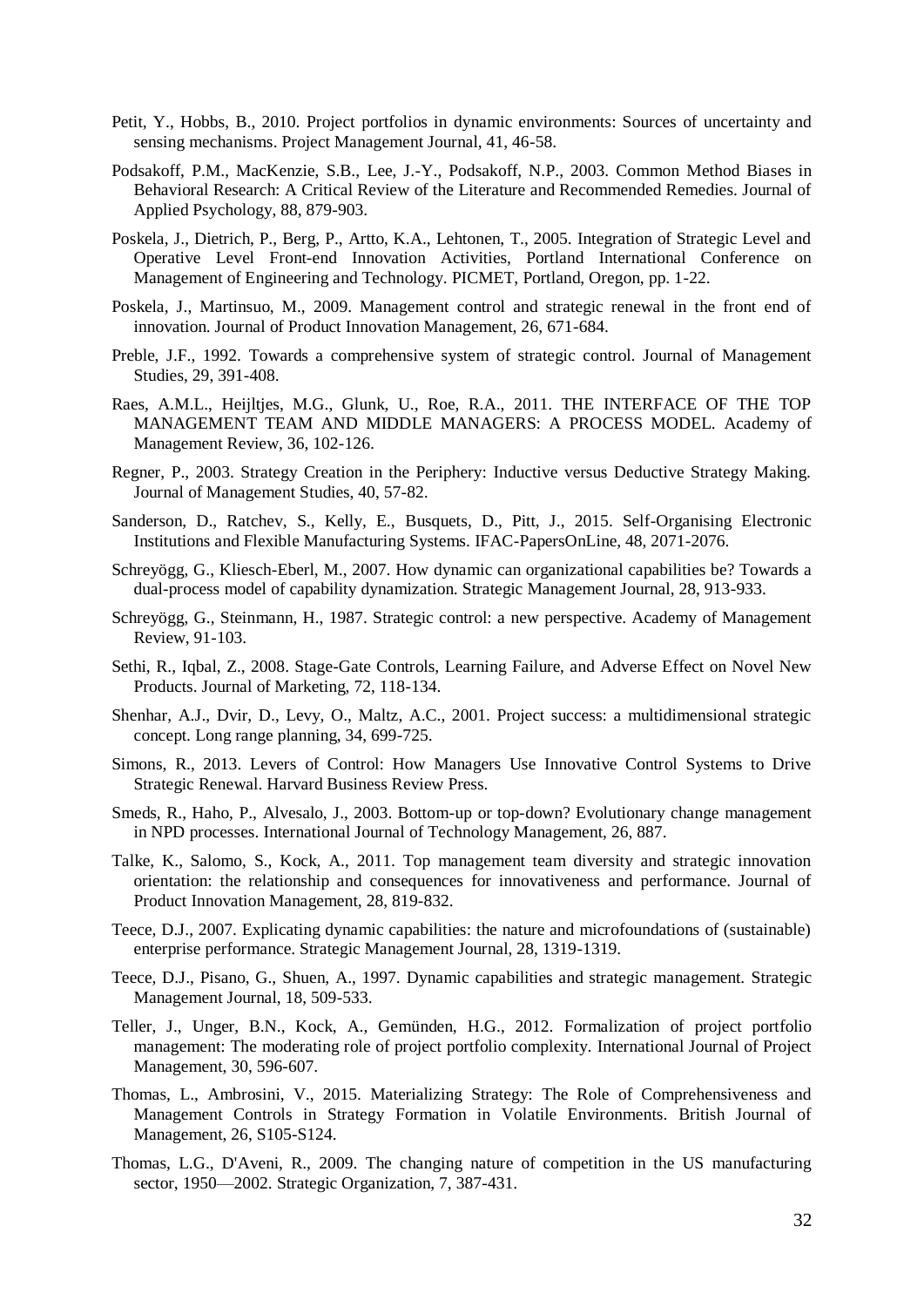Petit, Y., Hobbs, B., 2010. Project portfolios in dynamic environments: Sources of uncertainty and sensing mechanisms. Project Management Journal, 41, 46-58.

Podsakoff, P.M., MacKenzie, S.B., Lee, J.-Y., Podsakoff, N.P., 2003. Common Method Biases in Behavioral Research: A Critical Review of the Literature and Recommended Remedies. Journal of Applied Psychology, 88, 879-903.

Poskela, J., Dietrich, P., Berg, P., Artto, K.A., Lehtonen, T., 2005. Integration of Strategic Level and Operative Level Front-end Innovation Activities, Portland International Conference on Management of Engineering and Technology. PICMET, Portland, Oregon, pp. 1-22.

Poskela, J., Martinsuo, M., 2009. Management control and strategic renewal in the front end of innovation. Journal of Product Innovation Management, 26, 671-684.

Preble, J.F., 1992. Towards a comprehensive system of strategic control. Journal of Management Studies, 29, 391-408.

Raes, A.M.L., Heijltjes, M.G., Glunk, U., Roe, R.A., 2011. THE INTERFACE OF THE TOP MANAGEMENT TEAM AND MIDDLE MANAGERS: A PROCESS MODEL. Academy of Management Review, 36, 102-126.

Regner, P., 2003. Strategy Creation in the Periphery: Inductive versus Deductive Strategy Making. Journal of Management Studies, 40, 57-82.

Sanderson, D., Ratchev, S., Kelly, E., Busquets, D., Pitt, J., 2015. Self-Organising Electronic Institutions and Flexible Manufacturing Systems. IFAC-PapersOnLine, 48, 2071-2076.

Schreyögg, G., Kliesch-Eberl, M., 2007. How dynamic can organizational capabilities be? Towards a dual-process model of capability dynamization. Strategic Management Journal, 28, 913-933.

Schreyögg, G., Steinmann, H., 1987. Strategic control: a new perspective. Academy of Management Review, 91-103.

Sethi, R., Iqbal, Z., 2008. Stage-Gate Controls, Learning Failure, and Adverse Effect on Novel New Products. Journal of Marketing, 72, 118-134.

Shenhar, A.J., Dvir, D., Levy, O., Maltz, A.C., 2001. Project success: a multidimensional strategic concept. Long range planning, 34, 699-725.

Simons, R., 2013. Levers of Control: How Managers Use Innovative Control Systems to Drive Strategic Renewal. Harvard Business Review Press.

Smeds, R., Haho, P., Alvesalo, J., 2003. Bottom-up or top-down? Evolutionary change management in NPD processes. International Journal of Technology Management, 26, 887.

Talke, K., Salomo, S., Kock, A., 2011. Top management team diversity and strategic innovation orientation: the relationship and consequences for innovativeness and performance. Journal of Product Innovation Management, 28, 819-832.

Teece, D.J., 2007. Explicating dynamic capabilities: the nature and microfoundations of (sustainable) enterprise performance. Strategic Management Journal, 28, 1319-1319.

Teece, D.J., Pisano, G., Shuen, A., 1997. Dynamic capabilities and strategic management. Strategic Management Journal, 18, 509-533.

Teller, J., Unger, B.N., Kock, A., Gemünden, H.G., 2012. Formalization of project portfolio management: The moderating role of project portfolio complexity. International Journal of Project Management, 30, 596-607.

Thomas, L., Ambrosini, V., 2015. Materializing Strategy: The Role of Comprehensiveness and Management Controls in Strategy Formation in Volatile Environments. British Journal of Management, 26, S105-S124.

Thomas, L.G., D'Aveni, R., 2009. The changing nature of competition in the US manufacturing sector, 1950—2002. Strategic Organization, 7, 387-431.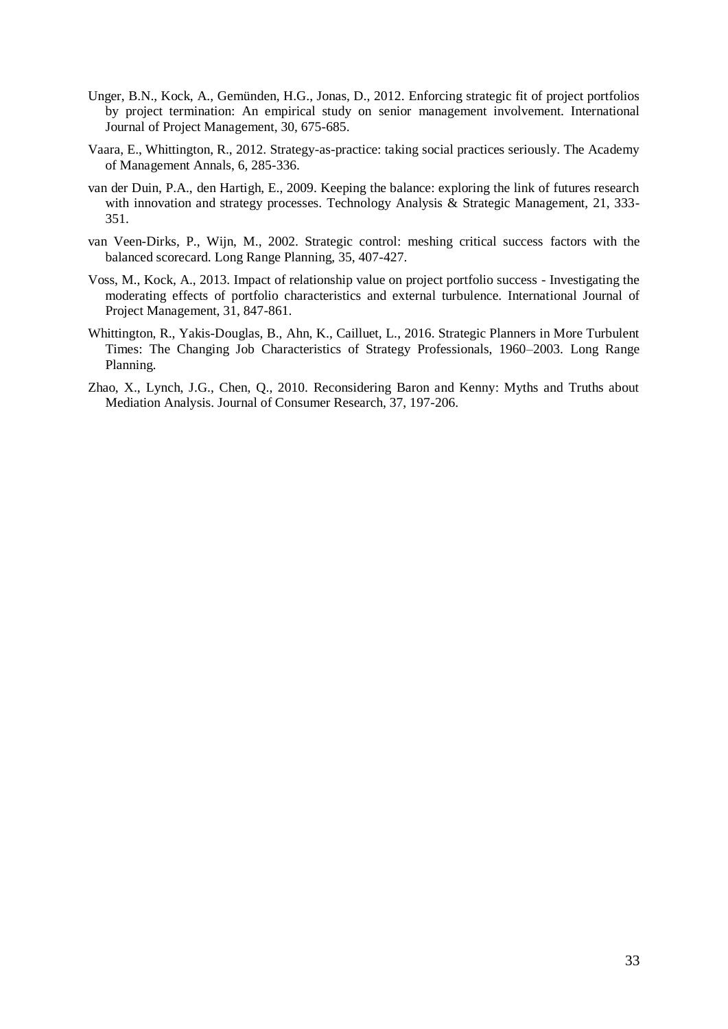Unger, B.N., Kock, A., Gemünden, H.G., Jonas, D., 2012. Enforcing strategic fit of project portfolios by project termination: An empirical study on senior management involvement. International Journal of Project Management, 30, 675-685.

Vaara, E., Whittington, R., 2012. Strategy-as-practice: taking social practices seriously. The Academy of Management Annals, 6, 285-336.

van der Duin, P.A., den Hartigh, E., 2009. Keeping the balance: exploring the link of futures research with innovation and strategy processes. Technology Analysis & Strategic Management, 21, 333-351.

van Veen-Dirks, P., Wijn, M., 2002. Strategic control: meshing critical success factors with the balanced scorecard. Long Range Planning, 35, 407-427.

Voss, M., Kock, A., 2013. Impact of relationship value on project portfolio success - Investigating the moderating effects of portfolio characteristics and external turbulence. International Journal of Project Management, 31, 847-861.

Whittington, R., Yakis-Douglas, B., Ahn, K., Cailluet, L., 2016. Strategic Planners in More Turbulent Times: The Changing Job Characteristics of Strategy Professionals, 1960–2003. Long Range Planning.

Zhao, X., Lynch, J.G., Chen, Q., 2010. Reconsidering Baron and Kenny: Myths and Truths about Mediation Analysis. Journal of Consumer Research, 37, 197-206.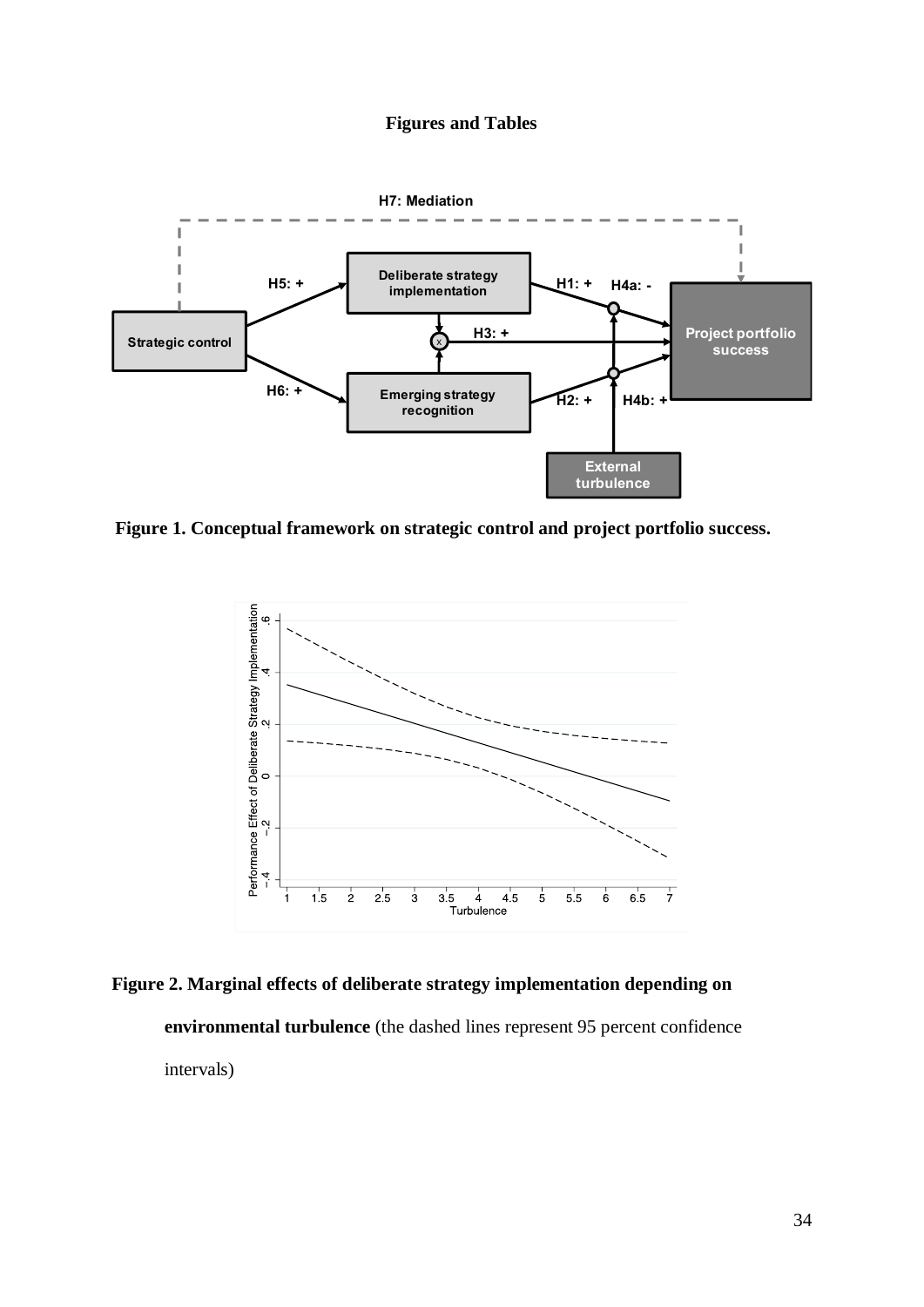# Figures and Tables

Figure 1. Conceptual framework on strategic control and project portfolio success.

Figure 2. Marginal effects of deliberate strategy implementation depending on environmental turbulence (the dashed lines represent 95 percent confidence intervals)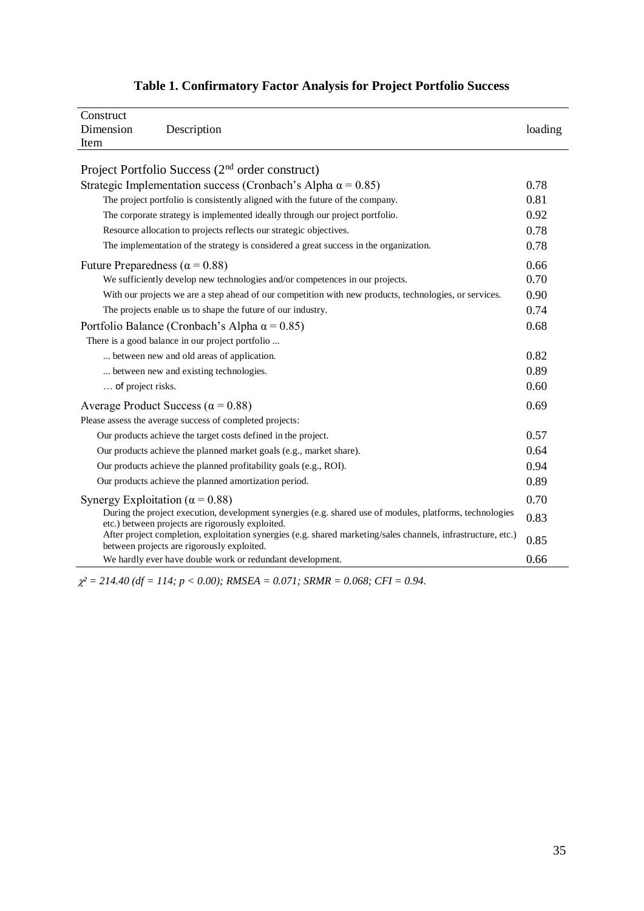**Table 1. Confirmatory Factor Analysis for Project Portfolio Success**

| Construct<br>Dimension<br>Item | Description | loading |
|---|---|---|
| Project Portfolio Success (2[nd] order construct) | | |
| Strategic Implementation success (Cronbach's Alpha $\alpha = 0.85$) | | 0.78 |
| | The project portfolio is consistently aligned with the future of the company. | 0.81 |
| | The corporate strategy is implemented ideally through our project portfolio. | 0.92 |
| | Resource allocation to projects reflects our strategic objectives. | 0.78 |
| | The implementation of the strategy is considered a great success in the organization. | 0.78 |
| Future Preparedness ($\alpha = 0.88$) | | 0.66 |
| | We sufficiently develop new technologies and/or competences in our projects. | 0.70 |
| | With our projects we are a step ahead of our competition with new products, technologies, or services. | 0.90 |
| | The projects enable us to shape the future of our industry. | 0.74 |
| Portfolio Balance (Cronbach's Alpha $\alpha = 0.85$) | | 0.68 |
| | There is a good balance in our project portfolio ... | |
| | ... between new and old areas of application. | 0.82 |
| | ... between new and existing technologies. | 0.89 |
| | … of project risks. | 0.60 |
| Average Product Success ($\alpha = 0.88$) | | 0.69 |
| | Please assess the average success of completed projects: | |
| | Our products achieve the target costs defined in the project. | 0.57 |
| | Our products achieve the planned market goals (e.g., market share). | 0.64 |
| | Our products achieve the planned profitability goals (e.g., ROI). | 0.94 |
| | Our products achieve the planned amortization period. | 0.89 |
| Synergy Exploitation ($\alpha = 0.88$) | | 0.70 |
| | During the project execution, development synergies (e.g. shared use of modules, platforms, technologies etc.) between projects are rigorously exploited. | 0.83 |
| | After project completion, exploitation synergies (e.g. shared marketing/sales channels, infrastructure, etc.) between projects are rigorously exploited. | 0.85 |
| | We hardly ever have double work or redundant development. | 0.66 |

*$\chi^2 = 214.40$ ($df = 114$; $p < 0.00$); RMSEA = 0.071; SRMR = 0.068; CFI = 0.94.*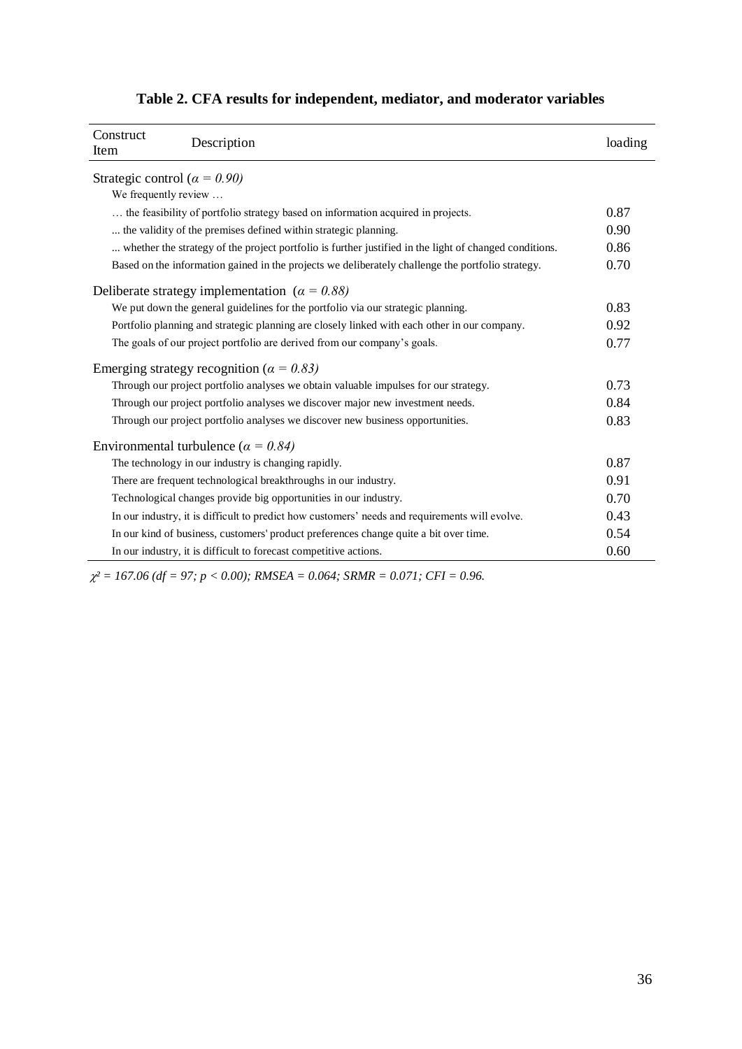**Table 2. CFA results for independent, mediator, and moderator variables**

| Construct Item | Description | loading |
|---|---|---|
| Strategic control (*α = 0.90*) | | |
| | We frequently review … | |
| | … the feasibility of portfolio strategy based on information acquired in projects. | 0.87 |
| | ... the validity of the premises defined within strategic planning. | 0.90 |
| | ... whether the strategy of the project portfolio is further justified in the light of changed conditions. | 0.86 |
| | Based on the information gained in the projects we deliberately challenge the portfolio strategy. | 0.70 |
| Deliberate strategy implementation (*α = 0.88*) | | |
| | We put down the general guidelines for the portfolio via our strategic planning. | 0.83 |
| | Portfolio planning and strategic planning are closely linked with each other in our company. | 0.92 |
| | The goals of our project portfolio are derived from our company's goals. | 0.77 |
| Emerging strategy recognition (*α = 0.83*) | | |
| | Through our project portfolio analyses we obtain valuable impulses for our strategy. | 0.73 |
| | Through our project portfolio analyses we discover major new investment needs. | 0.84 |
| | Through our project portfolio analyses we discover new business opportunities. | 0.83 |
| Environmental turbulence (*α = 0.84*) | | |
| | The technology in our industry is changing rapidly. | 0.87 |
| | There are frequent technological breakthroughs in our industry. | 0.91 |
| | Technological changes provide big opportunities in our industry. | 0.70 |
| | In our industry, it is difficult to predict how customers' needs and requirements will evolve. | 0.43 |
| | In our kind of business, customers' product preferences change quite a bit over time. | 0.54 |
| | In our industry, it is difficult to forecast competitive actions. | 0.60 |

*$\chi^2$ = 167.06 (df = 97; $p < 0.00$); RMSEA = 0.064; SRMR = 0.071; CFI = 0.96.*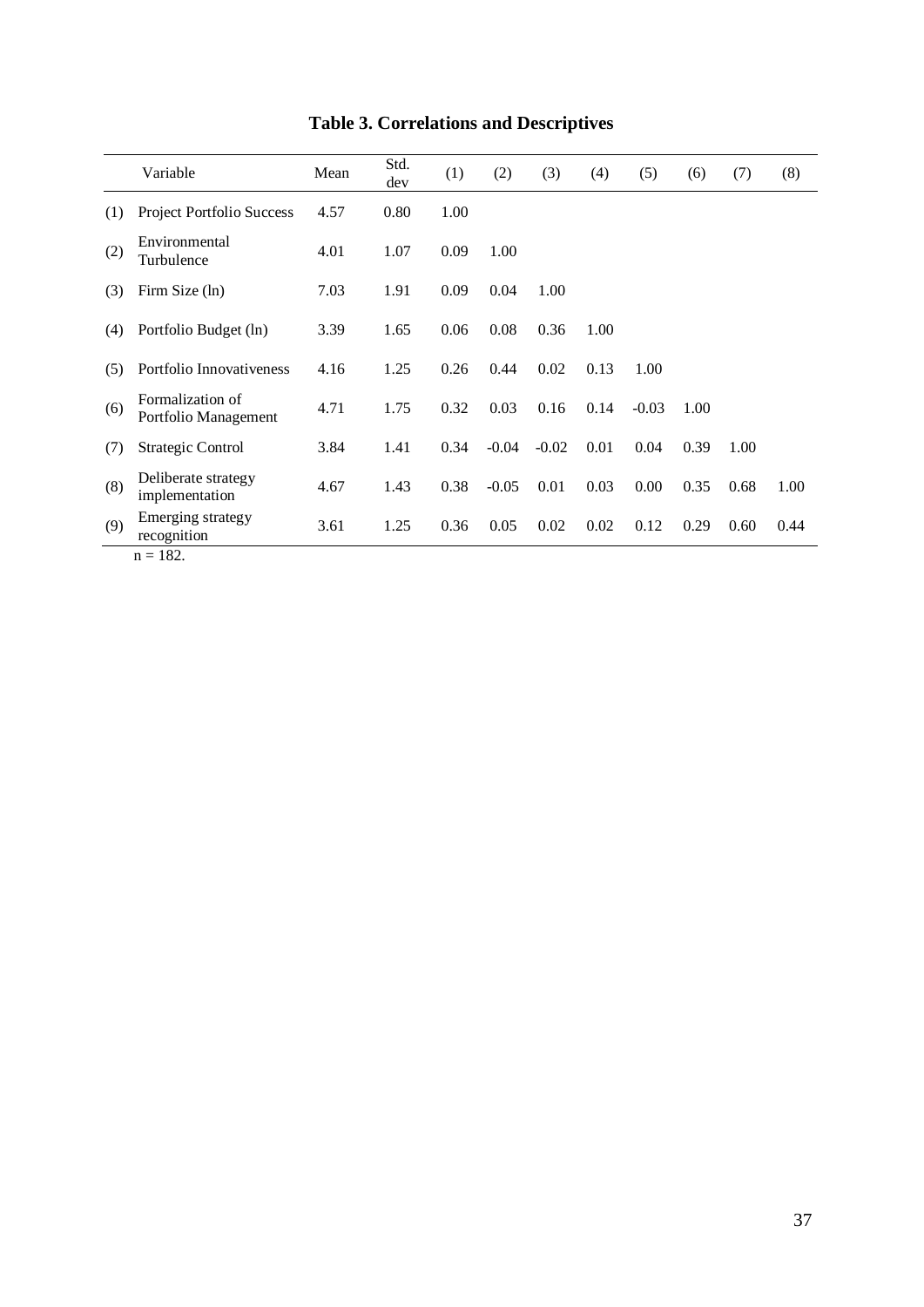**Table 3. Correlations and Descriptives**

| | Variable | Mean | Std. dev | (1) | (2) | (3) | (4) | (5) | (6) | (7) | (8) |
|---|---|---|---|---|---|---|---|---|---|---|---|
| (1) | Project Portfolio Success | 4.57 | 0.80 | 1.00 | | | | | | | |
| (2) | Environmental Turbulence | 4.01 | 1.07 | 0.09 | 1.00 | | | | | | |
| (3) | Firm Size (ln) | 7.03 | 1.91 | 0.09 | 0.04 | 1.00 | | | | | |
| (4) | Portfolio Budget (ln) | 3.39 | 1.65 | 0.06 | 0.08 | 0.36 | 1.00 | | | | |
| (5) | Portfolio Innovativeness | 4.16 | 1.25 | 0.26 | 0.44 | 0.02 | 0.13 | 1.00 | | | |
| (6) | Formalization of Portfolio Management | 4.71 | 1.75 | 0.32 | 0.03 | 0.16 | 0.14 | -0.03 | 1.00 | | |
| (7) | Strategic Control | 3.84 | 1.41 | 0.34 | -0.04 | -0.02 | 0.01 | 0.04 | 0.39 | 1.00 | |
| (8) | Deliberate strategy implementation | 4.67 | 1.43 | 0.38 | -0.05 | 0.01 | 0.03 | 0.00 | 0.35 | 0.68 | 1.00 |
| (9) | Emerging strategy recognition | 3.61 | 1.25 | 0.36 | 0.05 | 0.02 | 0.02 | 0.12 | 0.29 | 0.60 | 0.44 |

n = 182.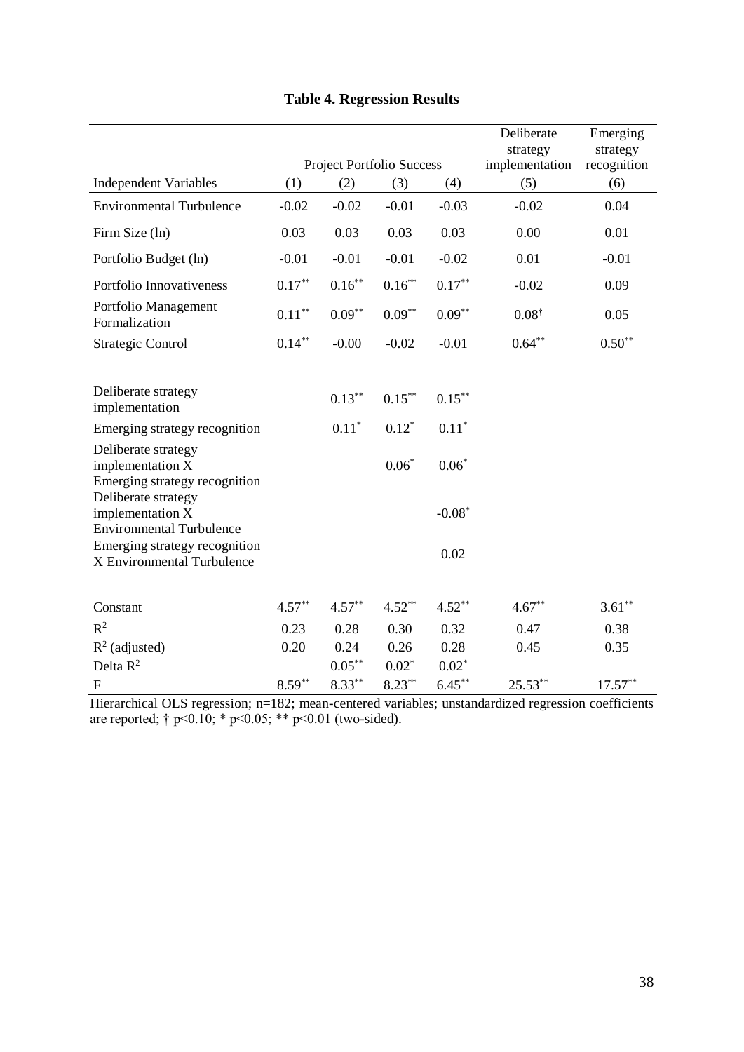**Table 4. Regression Results**

| | Project Portfolio Success | | | | Deliberate strategy implementation | Emerging strategy recognition |
|---|---|---|---|---|---|---|
| Independent Variables | (1) | (2) | (3) | (4) | (5) | (6) |
| Environmental Turbulence | -0.02 | -0.02 | -0.01 | -0.03 | -0.02 | 0.04 |
| Firm Size (ln) | 0.03 | 0.03 | 0.03 | 0.03 | 0.00 | 0.01 |
| Portfolio Budget (ln) | -0.01 | -0.01 | -0.01 | -0.02 | 0.01 | -0.01 |
| Portfolio Innovativeness | $0.17^{**}$ | $0.16^{**}$ | $0.16^{**}$ | $0.17^{**}$ | -0.02 | 0.09 |
| Portfolio Management Formalization | $0.11^{**}$ | $0.09^{**}$ | $0.09^{**}$ | $0.09^{**}$ | $0.08^{\dagger}$ | 0.05 |
| Strategic Control | $0.14^{**}$ | -0.00 | -0.02 | -0.01 | $0.64^{**}$ | $0.50^{**}$ |
| Deliberate strategy implementation | | $0.13^{**}$ | $0.15^{**}$ | $0.15^{**}$ | | |
| Emerging strategy recognition | | $0.11^{*}$ | $0.12^{*}$ | $0.11^{*}$ | | |
| Deliberate strategy implementation X Emerging strategy recognition | | | $0.06^{*}$ | $0.06^{*}$ | | |
| Deliberate strategy implementation X Environmental Turbulence | | | | $-0.08^{*}$ | | |
| Emerging strategy recognition X Environmental Turbulence | | | | 0.02 | | |
| Constant | $4.57^{**}$ | $4.57^{**}$ | $4.52^{**}$ | $4.52^{**}$ | $4.67^{**}$ | $3.61^{**}$ |
| $R^2$ | 0.23 | 0.28 | 0.30 | 0.32 | 0.47 | 0.38 |
| $R^2$ (adjusted) | 0.20 | 0.24 | 0.26 | 0.28 | 0.45 | 0.35 |
| Delta $R^2$ | | $0.05^{**}$ | $0.02^{*}$ | $0.02^{*}$ | | |
| F | $8.59^{**}$ | $8.33^{**}$ | $8.23^{**}$ | $6.45^{**}$ | $25.53^{**}$ | $17.57^{**}$ |

Hierarchical OLS regression; n=182; mean-centered variables; unstandardized regression coefficients are reported; † $p<0.10$; * $p<0.05$; ** $p<0.01$ (two-sided).